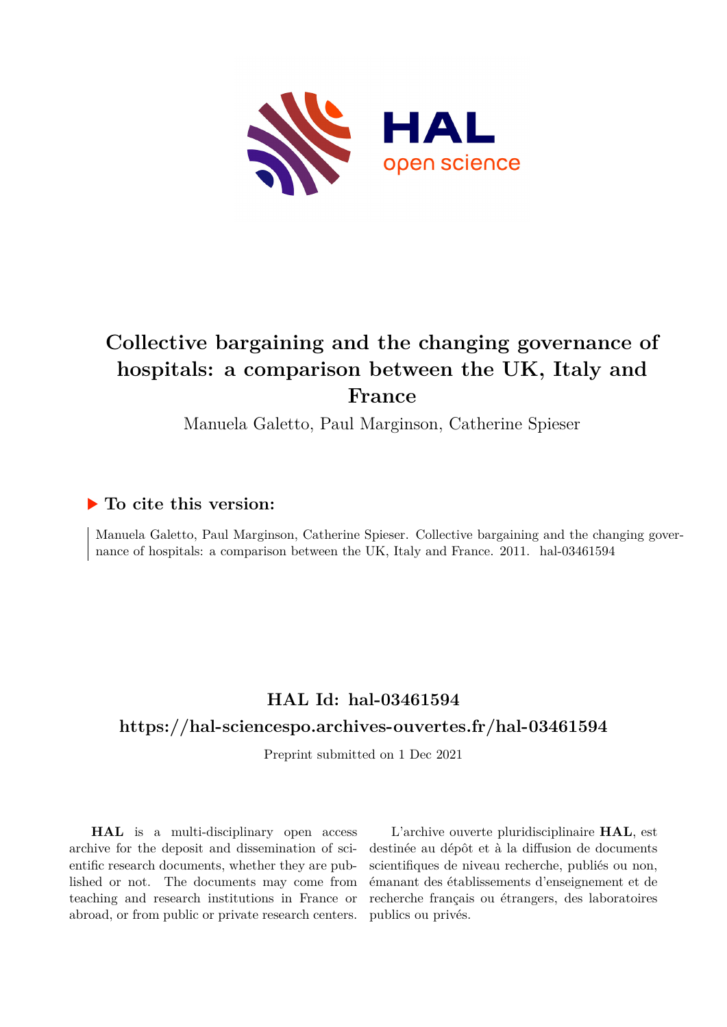# Collective bargaining and the changing governance of hospitals: a comparison between the UK, Italy and France

Manuela Galetto, Paul Marginson, Catherine Spieser

## ▶ To cite this version:

Manuela Galetto, Paul Marginson, Catherine Spieser. Collective bargaining and the changing governance of hospitals: a comparison between the UK, Italy and France. 2011. hal-03461594

## HAL Id: hal-03461594

## https://hal-sciencespo.archives-ouvertes.fr/hal-03461594

Preprint submitted on 1 Dec 2021

**HAL** is a multi-disciplinary open access archive for the deposit and dissemination of scientific research documents, whether they are published or not. The documents may come from teaching and research institutions in France or abroad, or from public or private research centers.

L'archive ouverte pluridisciplinaire **HAL**, est destinée au dépôt et à la diffusion de documents scientifiques de niveau recherche, publiés ou non, émanant des établissements d'enseignement et de recherche français ou étrangers, des laboratoires publics ou privés.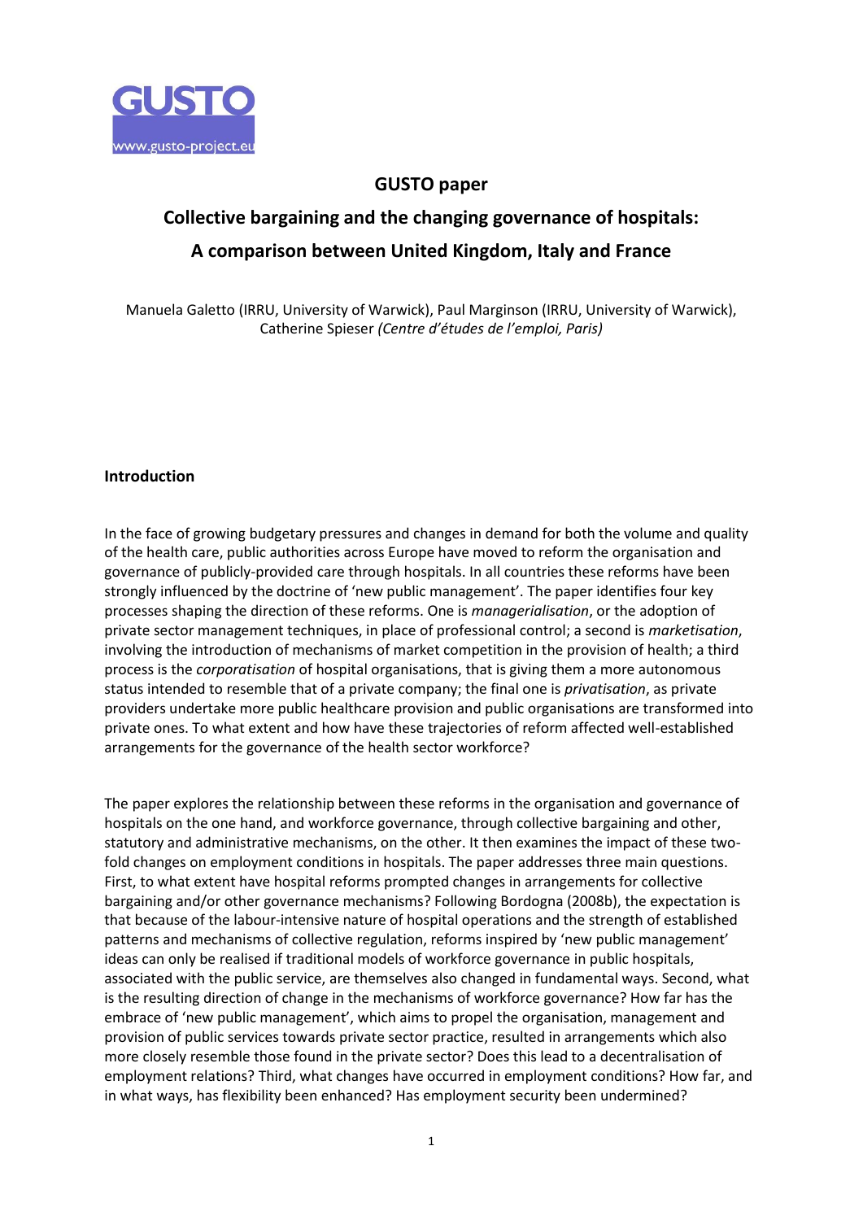GUSTO

www.gusto-project.eu

# GUSTO paper

# Collective bargaining and the changing governance of hospitals: A comparison between United Kingdom, Italy and France

Manuela Galetto (IRRU, University of Warwick), Paul Marginson (IRRU, University of Warwick), Catherine Spieser *(Centre d'études de l'emploi, Paris)*

## Introduction

In the face of growing budgetary pressures and changes in demand for both the volume and quality of the health care, public authorities across Europe have moved to reform the organisation and governance of publicly-provided care through hospitals. In all countries these reforms have been strongly influenced by the doctrine of 'new public management'. The paper identifies four key processes shaping the direction of these reforms. One is *managerialisation*, or the adoption of private sector management techniques, in place of professional control; a second is *marketisation*, involving the introduction of mechanisms of market competition in the provision of health; a third process is the *corporatisation* of hospital organisations, that is giving them a more autonomous status intended to resemble that of a private company; the final one is *privatisation*, as private providers undertake more public healthcare provision and public organisations are transformed into private ones. To what extent and how have these trajectories of reform affected well-established arrangements for the governance of the health sector workforce?

The paper explores the relationship between these reforms in the organisation and governance of hospitals on the one hand, and workforce governance, through collective bargaining and other, statutory and administrative mechanisms, on the other. It then examines the impact of these two-fold changes on employment conditions in hospitals. The paper addresses three main questions. First, to what extent have hospital reforms prompted changes in arrangements for collective bargaining and/or other governance mechanisms? Following Bordogna (2008b), the expectation is that because of the labour-intensive nature of hospital operations and the strength of established patterns and mechanisms of collective regulation, reforms inspired by 'new public management' ideas can only be realised if traditional models of workforce governance in public hospitals, associated with the public service, are themselves also changed in fundamental ways. Second, what is the resulting direction of change in the mechanisms of workforce governance? How far has the embrace of 'new public management', which aims to propel the organisation, management and provision of public services towards private sector practice, resulted in arrangements which also more closely resemble those found in the private sector? Does this lead to a decentralisation of employment relations? Third, what changes have occurred in employment conditions? How far, and in what ways, has flexibility been enhanced? Has employment security been undermined?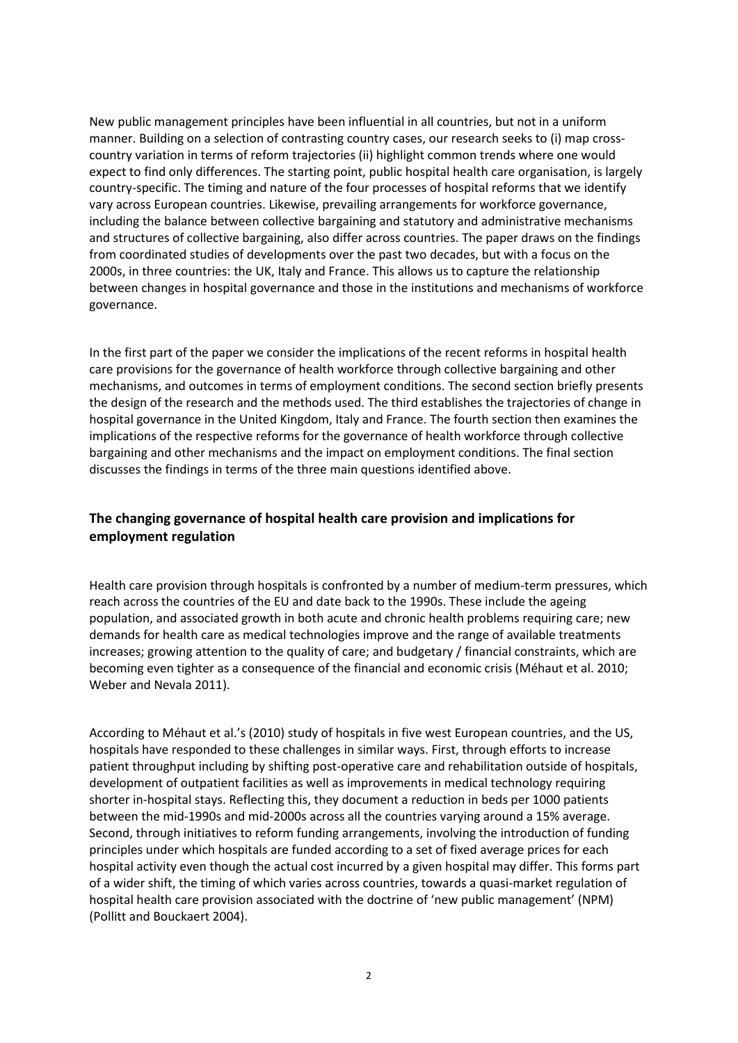New public management principles have been influential in all countries, but not in a uniform manner. Building on a selection of contrasting country cases, our research seeks to (i) map cross-country variation in terms of reform trajectories (ii) highlight common trends where one would expect to find only differences. The starting point, public hospital health care organisation, is largely country-specific. The timing and nature of the four processes of hospital reforms that we identify vary across European countries. Likewise, prevailing arrangements for workforce governance, including the balance between collective bargaining and statutory and administrative mechanisms and structures of collective bargaining, also differ across countries. The paper draws on the findings from coordinated studies of developments over the past two decades, but with a focus on the 2000s, in three countries: the UK, Italy and France. This allows us to capture the relationship between changes in hospital governance and those in the institutions and mechanisms of workforce governance.

In the first part of the paper we consider the implications of the recent reforms in hospital health care provisions for the governance of health workforce through collective bargaining and other mechanisms, and outcomes in terms of employment conditions. The second section briefly presents the design of the research and the methods used. The third establishes the trajectories of change in hospital governance in the United Kingdom, Italy and France. The fourth section then examines the implications of the respective reforms for the governance of health workforce through collective bargaining and other mechanisms and the impact on employment conditions. The final section discusses the findings in terms of the three main questions identified above.

## The changing governance of hospital health care provision and implications for employment regulation

Health care provision through hospitals is confronted by a number of medium-term pressures, which reach across the countries of the EU and date back to the 1990s. These include the ageing population, and associated growth in both acute and chronic health problems requiring care; new demands for health care as medical technologies improve and the range of available treatments increases; growing attention to the quality of care; and budgetary / financial constraints, which are becoming even tighter as a consequence of the financial and economic crisis (Méhaut et al. 2010; Weber and Nevala 2011).

According to Méhaut et al.'s (2010) study of hospitals in five west European countries, and the US, hospitals have responded to these challenges in similar ways. First, through efforts to increase patient throughput including by shifting post-operative care and rehabilitation outside of hospitals, development of outpatient facilities as well as improvements in medical technology requiring shorter in-hospital stays. Reflecting this, they document a reduction in beds per 1000 patients between the mid-1990s and mid-2000s across all the countries varying around a 15% average. Second, through initiatives to reform funding arrangements, involving the introduction of funding principles under which hospitals are funded according to a set of fixed average prices for each hospital activity even though the actual cost incurred by a given hospital may differ. This forms part of a wider shift, the timing of which varies across countries, towards a quasi-market regulation of hospital health care provision associated with the doctrine of 'new public management' (NPM) (Pollitt and Bouckaert 2004).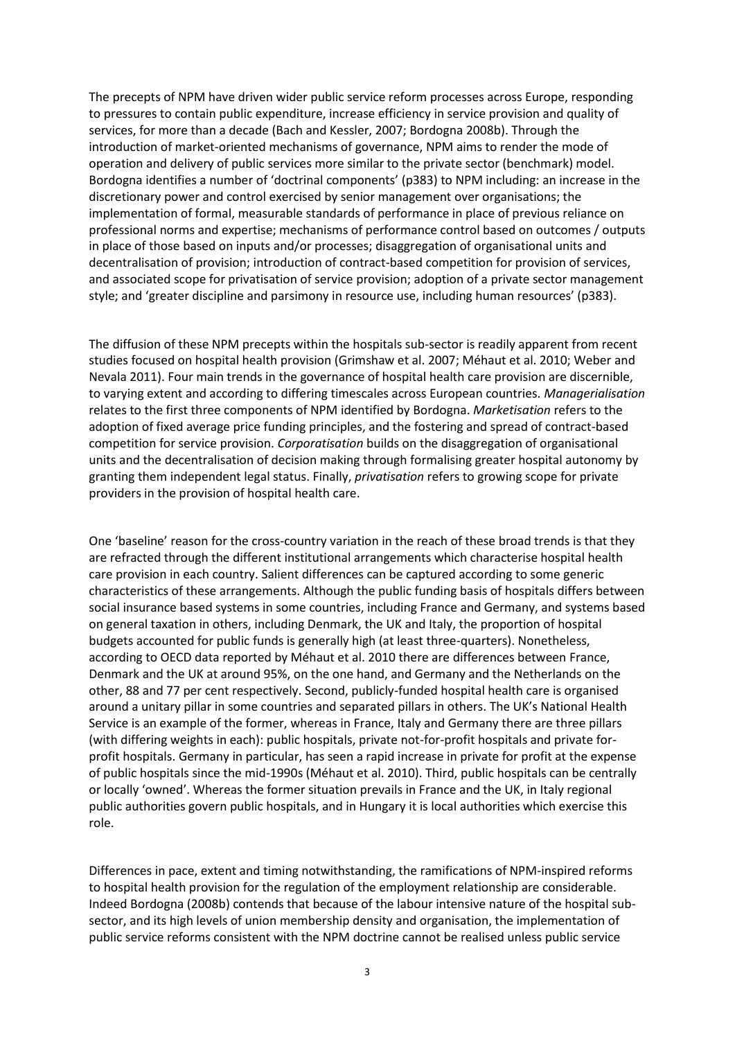The precepts of NPM have driven wider public service reform processes across Europe, responding to pressures to contain public expenditure, increase efficiency in service provision and quality of services, for more than a decade (Bach and Kessler, 2007; Bordogna 2008b). Through the introduction of market-oriented mechanisms of governance, NPM aims to render the mode of operation and delivery of public services more similar to the private sector (benchmark) model. Bordogna identifies a number of 'doctrinal components' (p383) to NPM including: an increase in the discretionary power and control exercised by senior management over organisations; the implementation of formal, measurable standards of performance in place of previous reliance on professional norms and expertise; mechanisms of performance control based on outcomes / outputs in place of those based on inputs and/or processes; disaggregation of organisational units and decentralisation of provision; introduction of contract-based competition for provision of services, and associated scope for privatisation of service provision; adoption of a private sector management style; and 'greater discipline and parsimony in resource use, including human resources' (p383).

The diffusion of these NPM precepts within the hospitals sub-sector is readily apparent from recent studies focused on hospital health provision (Grimshaw et al. 2007; Méhaut et al. 2010; Weber and Nevala 2011). Four main trends in the governance of hospital health care provision are discernible, to varying extent and according to differing timescales across European countries. *Managerialisation* relates to the first three components of NPM identified by Bordogna. *Marketisation* refers to the adoption of fixed average price funding principles, and the fostering and spread of contract-based competition for service provision. *Corporatisation* builds on the disaggregation of organisational units and the decentralisation of decision making through formalising greater hospital autonomy by granting them independent legal status. Finally, *privatisation* refers to growing scope for private providers in the provision of hospital health care.

One 'baseline' reason for the cross-country variation in the reach of these broad trends is that they are refracted through the different institutional arrangements which characterise hospital health care provision in each country. Salient differences can be captured according to some generic characteristics of these arrangements. Although the public funding basis of hospitals differs between social insurance based systems in some countries, including France and Germany, and systems based on general taxation in others, including Denmark, the UK and Italy, the proportion of hospital budgets accounted for public funds is generally high (at least three-quarters). Nonetheless, according to OECD data reported by Méhaut et al. 2010 there are differences between France, Denmark and the UK at around 95%, on the one hand, and Germany and the Netherlands on the other, 88 and 77 per cent respectively. Second, publicly-funded hospital health care is organised around a unitary pillar in some countries and separated pillars in others. The UK's National Health Service is an example of the former, whereas in France, Italy and Germany there are three pillars (with differing weights in each): public hospitals, private not-for-profit hospitals and private for-profit hospitals. Germany in particular, has seen a rapid increase in private for profit at the expense of public hospitals since the mid-1990s (Méhaut et al. 2010). Third, public hospitals can be centrally or locally 'owned'. Whereas the former situation prevails in France and the UK, in Italy regional public authorities govern public hospitals, and in Hungary it is local authorities which exercise this role.

Differences in pace, extent and timing notwithstanding, the ramifications of NPM-inspired reforms to hospital health provision for the regulation of the employment relationship are considerable. Indeed Bordogna (2008b) contends that because of the labour intensive nature of the hospital sub-sector, and its high levels of union membership density and organisation, the implementation of public service reforms consistent with the NPM doctrine cannot be realised unless public service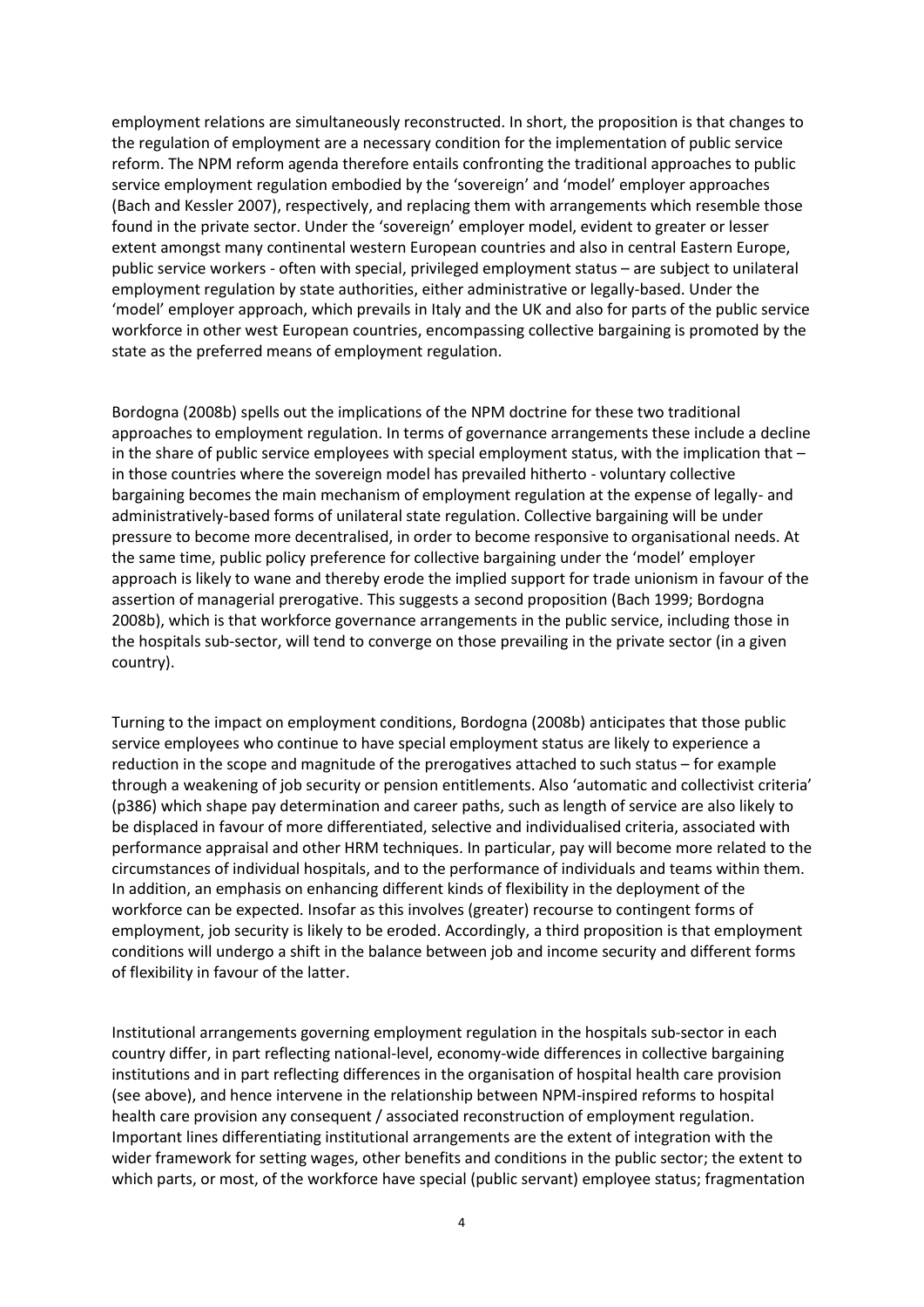employment relations are simultaneously reconstructed. In short, the proposition is that changes to the regulation of employment are a necessary condition for the implementation of public service reform. The NPM reform agenda therefore entails confronting the traditional approaches to public service employment regulation embodied by the 'sovereign' and 'model' employer approaches (Bach and Kessler 2007), respectively, and replacing them with arrangements which resemble those found in the private sector. Under the 'sovereign' employer model, evident to greater or lesser extent amongst many continental western European countries and also in central Eastern Europe, public service workers - often with special, privileged employment status – are subject to unilateral employment regulation by state authorities, either administrative or legally-based. Under the 'model' employer approach, which prevails in Italy and the UK and also for parts of the public service workforce in other west European countries, encompassing collective bargaining is promoted by the state as the preferred means of employment regulation.

Bordogna (2008b) spells out the implications of the NPM doctrine for these two traditional approaches to employment regulation. In terms of governance arrangements these include a decline in the share of public service employees with special employment status, with the implication that – in those countries where the sovereign model has prevailed hitherto - voluntary collective bargaining becomes the main mechanism of employment regulation at the expense of legally- and administratively-based forms of unilateral state regulation. Collective bargaining will be under pressure to become more decentralised, in order to become responsive to organisational needs. At the same time, public policy preference for collective bargaining under the 'model' employer approach is likely to wane and thereby erode the implied support for trade unionism in favour of the assertion of managerial prerogative. This suggests a second proposition (Bach 1999; Bordogna 2008b), which is that workforce governance arrangements in the public service, including those in the hospitals sub-sector, will tend to converge on those prevailing in the private sector (in a given country).

Turning to the impact on employment conditions, Bordogna (2008b) anticipates that those public service employees who continue to have special employment status are likely to experience a reduction in the scope and magnitude of the prerogatives attached to such status – for example through a weakening of job security or pension entitlements. Also 'automatic and collectivist criteria' (p386) which shape pay determination and career paths, such as length of service are also likely to be displaced in favour of more differentiated, selective and individualised criteria, associated with performance appraisal and other HRM techniques. In particular, pay will become more related to the circumstances of individual hospitals, and to the performance of individuals and teams within them. In addition, an emphasis on enhancing different kinds of flexibility in the deployment of the workforce can be expected. Insofar as this involves (greater) recourse to contingent forms of employment, job security is likely to be eroded. Accordingly, a third proposition is that employment conditions will undergo a shift in the balance between job and income security and different forms of flexibility in favour of the latter.

Institutional arrangements governing employment regulation in the hospitals sub-sector in each country differ, in part reflecting national-level, economy-wide differences in collective bargaining institutions and in part reflecting differences in the organisation of hospital health care provision (see above), and hence intervene in the relationship between NPM-inspired reforms to hospital health care provision any consequent / associated reconstruction of employment regulation. Important lines differentiating institutional arrangements are the extent of integration with the wider framework for setting wages, other benefits and conditions in the public sector; the extent to which parts, or most, of the workforce have special (public servant) employee status; fragmentation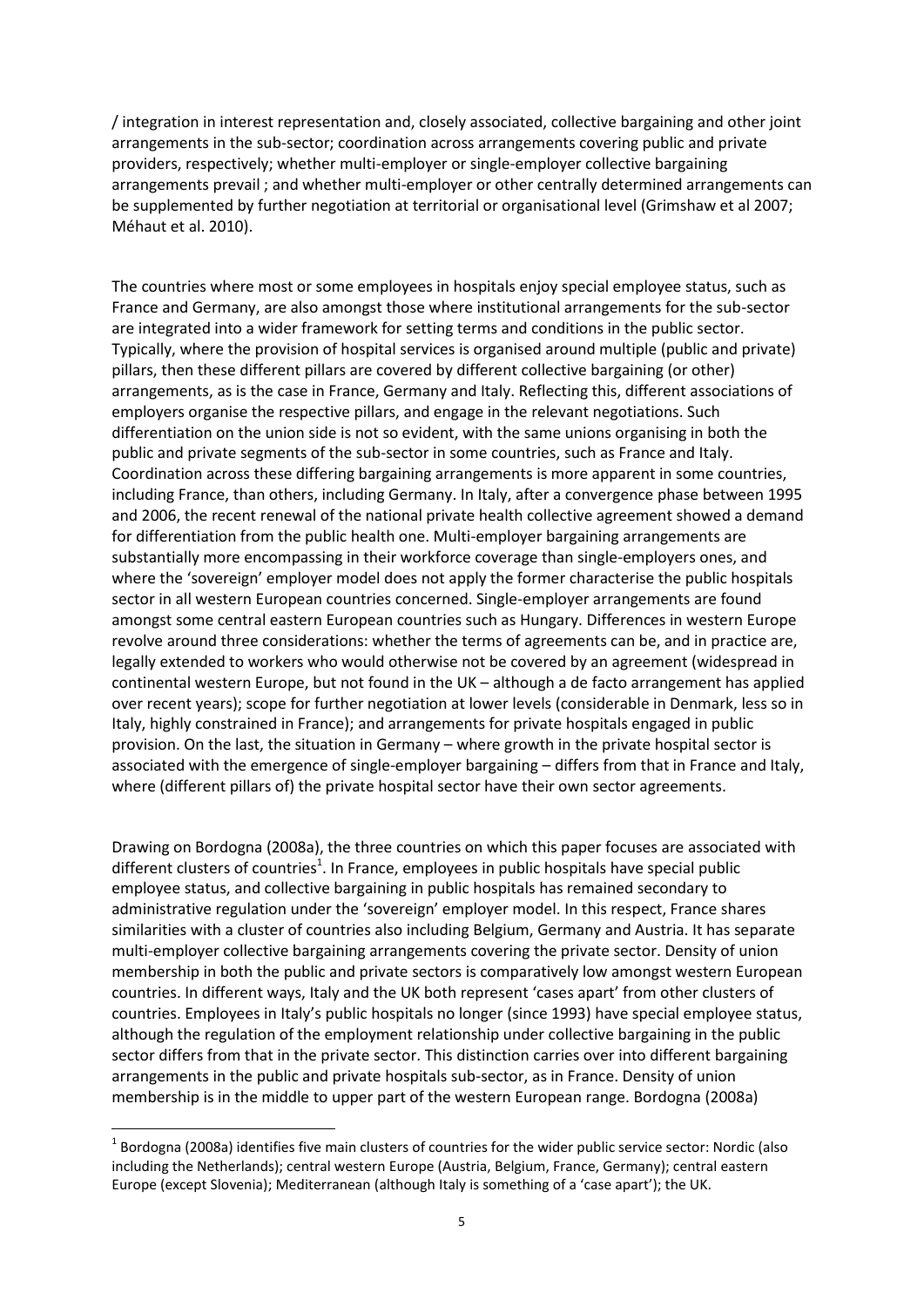/ integration in interest representation and, closely associated, collective bargaining and other joint arrangements in the sub-sector; coordination across arrangements covering public and private providers, respectively; whether multi-employer or single-employer collective bargaining arrangements prevail ; and whether multi-employer or other centrally determined arrangements can be supplemented by further negotiation at territorial or organisational level (Grimshaw et al 2007; Méhaut et al. 2010).

The countries where most or some employees in hospitals enjoy special employee status, such as France and Germany, are also amongst those where institutional arrangements for the sub-sector are integrated into a wider framework for setting terms and conditions in the public sector. Typically, where the provision of hospital services is organised around multiple (public and private) pillars, then these different pillars are covered by different collective bargaining (or other) arrangements, as is the case in France, Germany and Italy. Reflecting this, different associations of employers organise the respective pillars, and engage in the relevant negotiations. Such differentiation on the union side is not so evident, with the same unions organising in both the public and private segments of the sub-sector in some countries, such as France and Italy. Coordination across these differing bargaining arrangements is more apparent in some countries, including France, than others, including Germany. In Italy, after a convergence phase between 1995 and 2006, the recent renewal of the national private health collective agreement showed a demand for differentiation from the public health one. Multi-employer bargaining arrangements are substantially more encompassing in their workforce coverage than single-employers ones, and where the 'sovereign' employer model does not apply the former characterise the public hospitals sector in all western European countries concerned. Single-employer arrangements are found amongst some central eastern European countries such as Hungary. Differences in western Europe revolve around three considerations: whether the terms of agreements can be, and in practice are, legally extended to workers who would otherwise not be covered by an agreement (widespread in continental western Europe, but not found in the UK – although a de facto arrangement has applied over recent years); scope for further negotiation at lower levels (considerable in Denmark, less so in Italy, highly constrained in France); and arrangements for private hospitals engaged in public provision. On the last, the situation in Germany – where growth in the private hospital sector is associated with the emergence of single-employer bargaining – differs from that in France and Italy, where (different pillars of) the private hospital sector have their own sector agreements.

Drawing on Bordogna (2008a), the three countries on which this paper focuses are associated with different clusters of countries[1]. In France, employees in public hospitals have special public employee status, and collective bargaining in public hospitals has remained secondary to administrative regulation under the 'sovereign' employer model. In this respect, France shares similarities with a cluster of countries also including Belgium, Germany and Austria. It has separate multi-employer collective bargaining arrangements covering the private sector. Density of union membership in both the public and private sectors is comparatively low amongst western European countries. In different ways, Italy and the UK both represent 'cases apart' from other clusters of countries. Employees in Italy's public hospitals no longer (since 1993) have special employee status, although the regulation of the employment relationship under collective bargaining in the public sector differs from that in the private sector. This distinction carries over into different bargaining arrangements in the public and private hospitals sub-sector, as in France. Density of union membership is in the middle to upper part of the western European range. Bordogna (2008a)

[1] Bordogna (2008a) identifies five main clusters of countries for the wider public service sector: Nordic (also including the Netherlands); central western Europe (Austria, Belgium, France, Germany); central eastern Europe (except Slovenia); Mediterranean (although Italy is something of a 'case apart'); the UK.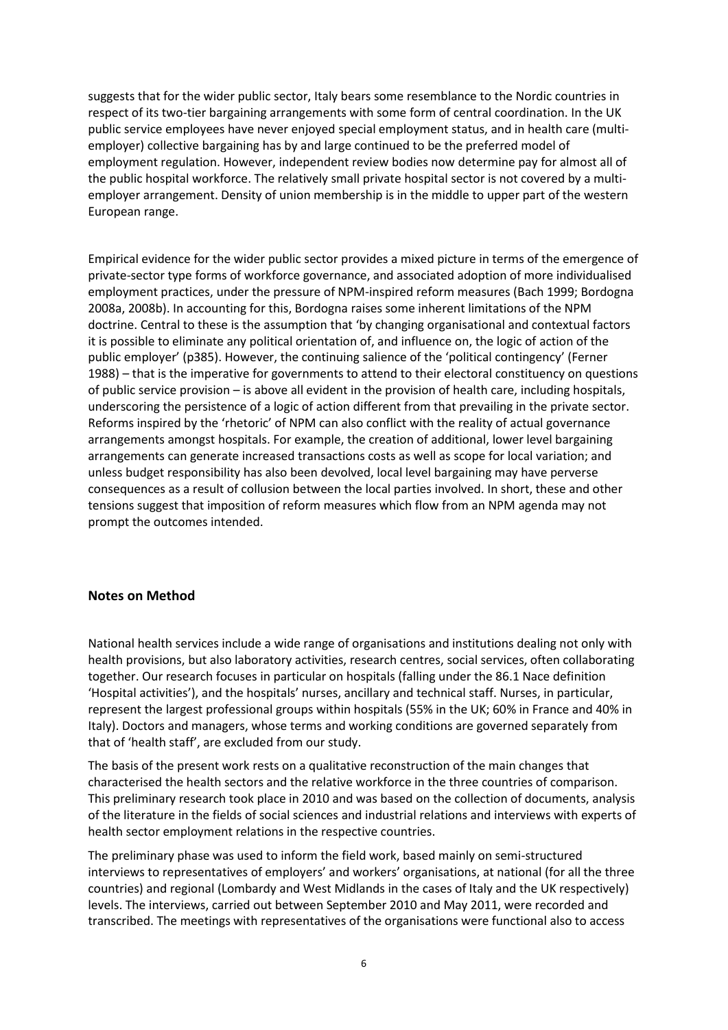suggests that for the wider public sector, Italy bears some resemblance to the Nordic countries in respect of its two-tier bargaining arrangements with some form of central coordination. In the UK public service employees have never enjoyed special employment status, and in health care (multi-employer) collective bargaining has by and large continued to be the preferred model of employment regulation. However, independent review bodies now determine pay for almost all of the public hospital workforce. The relatively small private hospital sector is not covered by a multi-employer arrangement. Density of union membership is in the middle to upper part of the western European range.

Empirical evidence for the wider public sector provides a mixed picture in terms of the emergence of private-sector type forms of workforce governance, and associated adoption of more individualised employment practices, under the pressure of NPM-inspired reform measures (Bach 1999; Bordogna 2008a, 2008b). In accounting for this, Bordogna raises some inherent limitations of the NPM doctrine. Central to these is the assumption that 'by changing organisational and contextual factors it is possible to eliminate any political orientation of, and influence on, the logic of action of the public employer' (p385). However, the continuing salience of the 'political contingency' (Ferner 1988) – that is the imperative for governments to attend to their electoral constituency on questions of public service provision – is above all evident in the provision of health care, including hospitals, underscoring the persistence of a logic of action different from that prevailing in the private sector. Reforms inspired by the 'rhetoric' of NPM can also conflict with the reality of actual governance arrangements amongst hospitals. For example, the creation of additional, lower level bargaining arrangements can generate increased transactions costs as well as scope for local variation; and unless budget responsibility has also been devolved, local level bargaining may have perverse consequences as a result of collusion between the local parties involved. In short, these and other tensions suggest that imposition of reform measures which flow from an NPM agenda may not prompt the outcomes intended.

## Notes on Method

National health services include a wide range of organisations and institutions dealing not only with health provisions, but also laboratory activities, research centres, social services, often collaborating together. Our research focuses in particular on hospitals (falling under the 86.1 Nace definition 'Hospital activities'), and the hospitals' nurses, ancillary and technical staff. Nurses, in particular, represent the largest professional groups within hospitals (55% in the UK; 60% in France and 40% in Italy). Doctors and managers, whose terms and working conditions are governed separately from that of 'health staff', are excluded from our study.

The basis of the present work rests on a qualitative reconstruction of the main changes that characterised the health sectors and the relative workforce in the three countries of comparison. This preliminary research took place in 2010 and was based on the collection of documents, analysis of the literature in the fields of social sciences and industrial relations and interviews with experts of health sector employment relations in the respective countries.

The preliminary phase was used to inform the field work, based mainly on semi-structured interviews to representatives of employers' and workers' organisations, at national (for all the three countries) and regional (Lombardy and West Midlands in the cases of Italy and the UK respectively) levels. The interviews, carried out between September 2010 and May 2011, were recorded and transcribed. The meetings with representatives of the organisations were functional also to access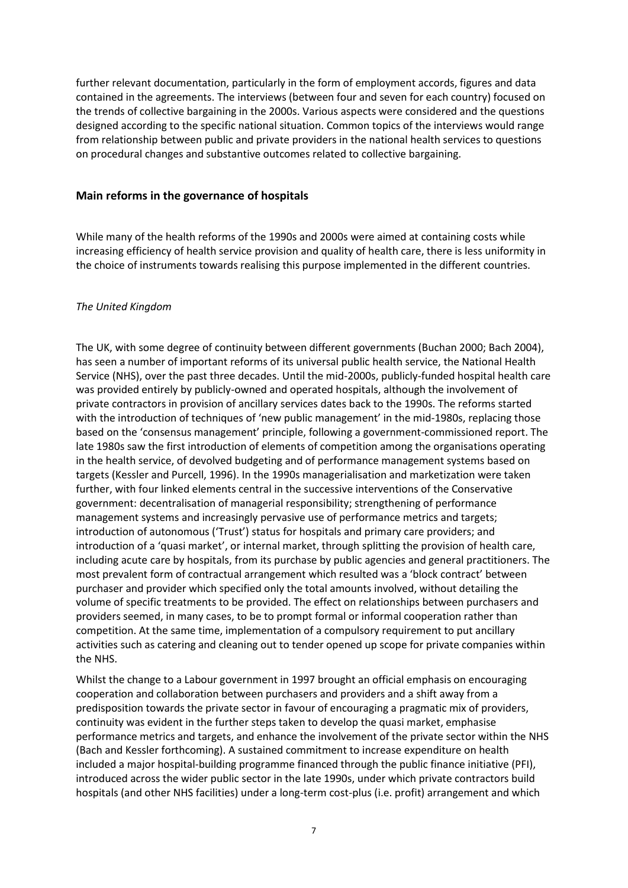further relevant documentation, particularly in the form of employment accords, figures and data contained in the agreements. The interviews (between four and seven for each country) focused on the trends of collective bargaining in the 2000s. Various aspects were considered and the questions designed according to the specific national situation. Common topics of the interviews would range from relationship between public and private providers in the national health services to questions on procedural changes and substantive outcomes related to collective bargaining.

## Main reforms in the governance of hospitals

While many of the health reforms of the 1990s and 2000s were aimed at containing costs while increasing efficiency of health service provision and quality of health care, there is less uniformity in the choice of instruments towards realising this purpose implemented in the different countries.

### *The United Kingdom*

The UK, with some degree of continuity between different governments (Buchan 2000; Bach 2004), has seen a number of important reforms of its universal public health service, the National Health Service (NHS), over the past three decades. Until the mid-2000s, publicly-funded hospital health care was provided entirely by publicly-owned and operated hospitals, although the involvement of private contractors in provision of ancillary services dates back to the 1990s. The reforms started with the introduction of techniques of 'new public management' in the mid-1980s, replacing those based on the 'consensus management' principle, following a government-commissioned report. The late 1980s saw the first introduction of elements of competition among the organisations operating in the health service, of devolved budgeting and of performance management systems based on targets (Kessler and Purcell, 1996). In the 1990s managerialisation and marketization were taken further, with four linked elements central in the successive interventions of the Conservative government: decentralisation of managerial responsibility; strengthening of performance management systems and increasingly pervasive use of performance metrics and targets; introduction of autonomous ('Trust') status for hospitals and primary care providers; and introduction of a 'quasi market', or internal market, through splitting the provision of health care, including acute care by hospitals, from its purchase by public agencies and general practitioners. The most prevalent form of contractual arrangement which resulted was a 'block contract' between purchaser and provider which specified only the total amounts involved, without detailing the volume of specific treatments to be provided. The effect on relationships between purchasers and providers seemed, in many cases, to be to prompt formal or informal cooperation rather than competition. At the same time, implementation of a compulsory requirement to put ancillary activities such as catering and cleaning out to tender opened up scope for private companies within the NHS.

Whilst the change to a Labour government in 1997 brought an official emphasis on encouraging cooperation and collaboration between purchasers and providers and a shift away from a predisposition towards the private sector in favour of encouraging a pragmatic mix of providers, continuity was evident in the further steps taken to develop the quasi market, emphasise performance metrics and targets, and enhance the involvement of the private sector within the NHS (Bach and Kessler forthcoming). A sustained commitment to increase expenditure on health included a major hospital-building programme financed through the public finance initiative (PFI), introduced across the wider public sector in the late 1990s, under which private contractors build hospitals (and other NHS facilities) under a long-term cost-plus (i.e. profit) arrangement and which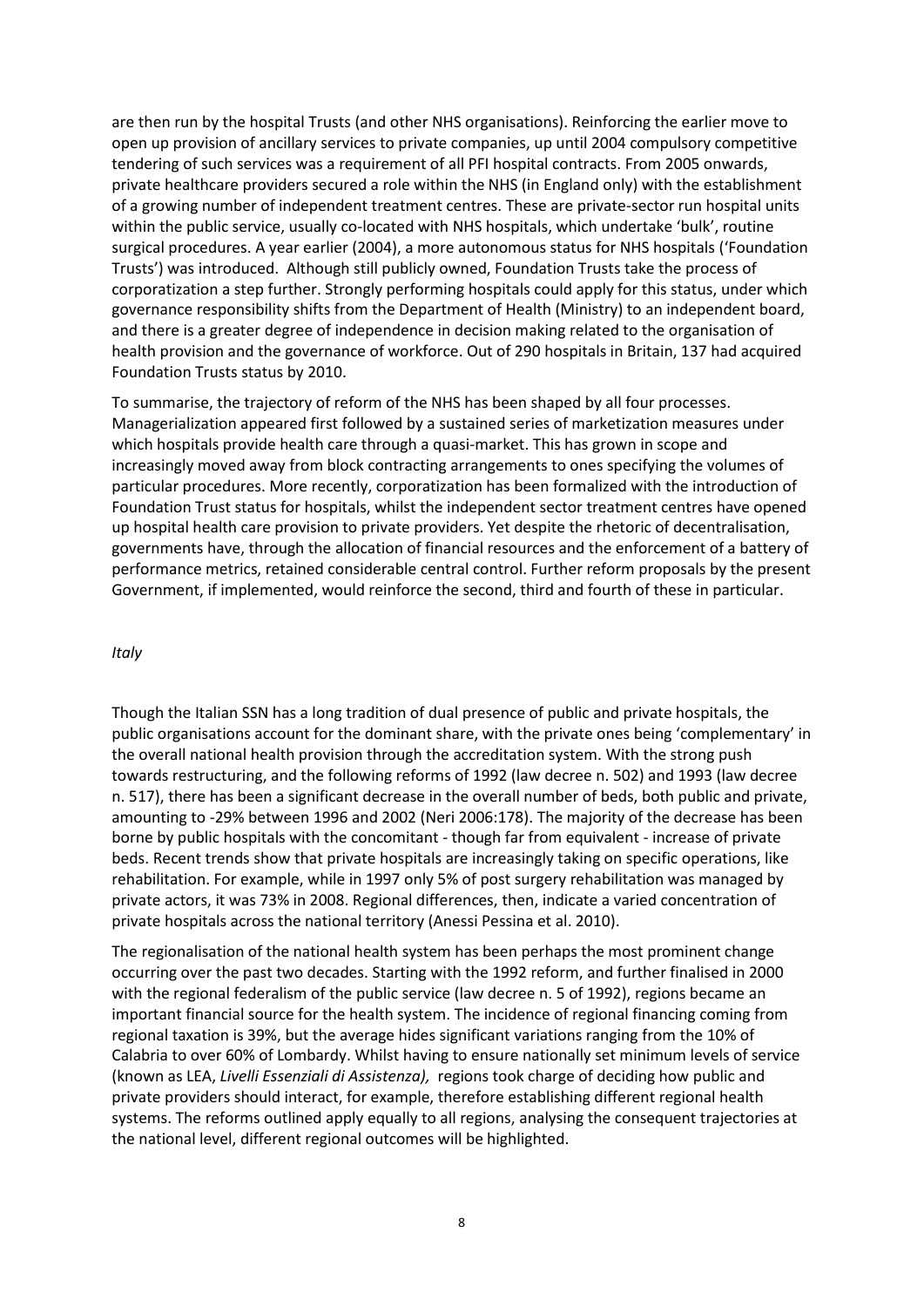are then run by the hospital Trusts (and other NHS organisations). Reinforcing the earlier move to open up provision of ancillary services to private companies, up until 2004 compulsory competitive tendering of such services was a requirement of all PFI hospital contracts. From 2005 onwards, private healthcare providers secured a role within the NHS (in England only) with the establishment of a growing number of independent treatment centres. These are private-sector run hospital units within the public service, usually co-located with NHS hospitals, which undertake 'bulk', routine surgical procedures. A year earlier (2004), a more autonomous status for NHS hospitals ('Foundation Trusts') was introduced. Although still publicly owned, Foundation Trusts take the process of corporatization a step further. Strongly performing hospitals could apply for this status, under which governance responsibility shifts from the Department of Health (Ministry) to an independent board, and there is a greater degree of independence in decision making related to the organisation of health provision and the governance of workforce. Out of 290 hospitals in Britain, 137 had acquired Foundation Trusts status by 2010.

To summarise, the trajectory of reform of the NHS has been shaped by all four processes. Managerialization appeared first followed by a sustained series of marketization measures under which hospitals provide health care through a quasi-market. This has grown in scope and increasingly moved away from block contracting arrangements to ones specifying the volumes of particular procedures. More recently, corporatization has been formalized with the introduction of Foundation Trust status for hospitals, whilst the independent sector treatment centres have opened up hospital health care provision to private providers. Yet despite the rhetoric of decentralisation, governments have, through the allocation of financial resources and the enforcement of a battery of performance metrics, retained considerable central control. Further reform proposals by the present Government, if implemented, would reinforce the second, third and fourth of these in particular.

*Italy*

Though the Italian SSN has a long tradition of dual presence of public and private hospitals, the public organisations account for the dominant share, with the private ones being 'complementary' in the overall national health provision through the accreditation system. With the strong push towards restructuring, and the following reforms of 1992 (law decree n. 502) and 1993 (law decree n. 517), there has been a significant decrease in the overall number of beds, both public and private, amounting to -29% between 1996 and 2002 (Neri 2006:178). The majority of the decrease has been borne by public hospitals with the concomitant - though far from equivalent - increase of private beds. Recent trends show that private hospitals are increasingly taking on specific operations, like rehabilitation. For example, while in 1997 only 5% of post surgery rehabilitation was managed by private actors, it was 73% in 2008. Regional differences, then, indicate a varied concentration of private hospitals across the national territory (Anessi Pessina et al. 2010).

The regionalisation of the national health system has been perhaps the most prominent change occurring over the past two decades. Starting with the 1992 reform, and further finalised in 2000 with the regional federalism of the public service (law decree n. 5 of 1992), regions became an important financial source for the health system. The incidence of regional financing coming from regional taxation is 39%, but the average hides significant variations ranging from the 10% of Calabria to over 60% of Lombardy. Whilst having to ensure nationally set minimum levels of service (known as LEA, *Livelli Essenziali di Assistenza),* regions took charge of deciding how public and private providers should interact, for example, therefore establishing different regional health systems. The reforms outlined apply equally to all regions, analysing the consequent trajectories at the national level, different regional outcomes will be highlighted.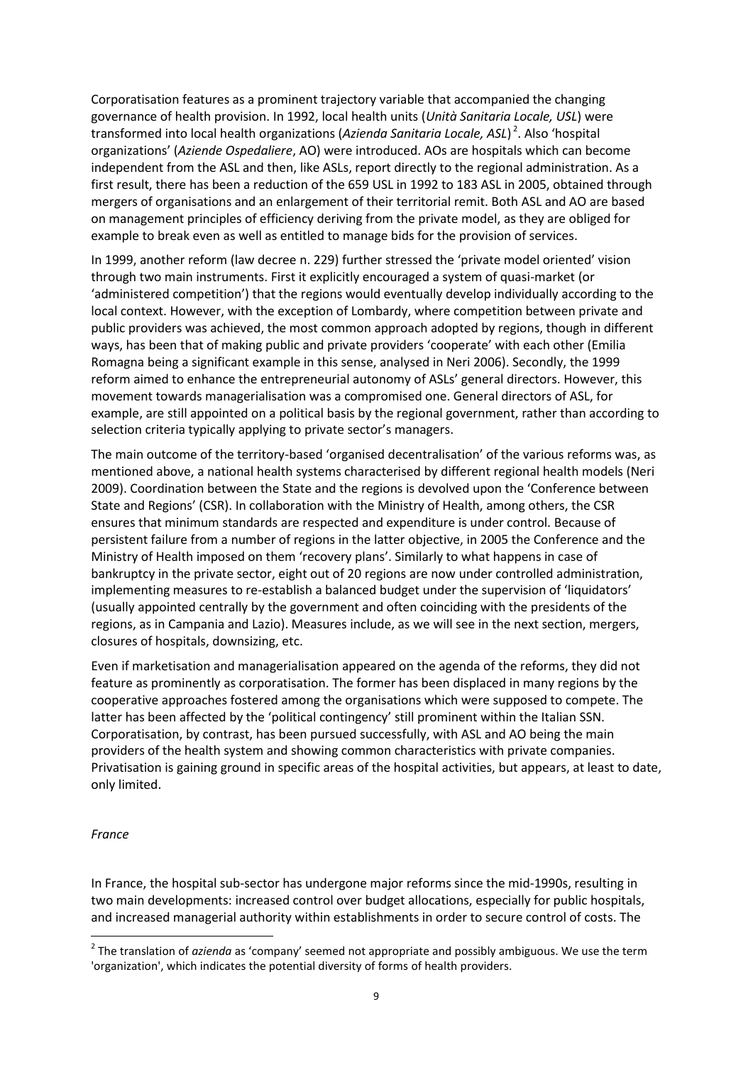Corporatisation features as a prominent trajectory variable that accompanied the changing governance of health provision. In 1992, local health units (*Unità Sanitaria Locale, USL*) were transformed into local health organizations (*Azienda Sanitaria Locale, ASL*)[2]. Also 'hospital organizations' (*Aziende Ospedaliere*, AO) were introduced. AOs are hospitals which can become independent from the ASL and then, like ASLs, report directly to the regional administration. As a first result, there has been a reduction of the 659 USL in 1992 to 183 ASL in 2005, obtained through mergers of organisations and an enlargement of their territorial remit. Both ASL and AO are based on management principles of efficiency deriving from the private model, as they are obliged for example to break even as well as entitled to manage bids for the provision of services.

In 1999, another reform (law decree n. 229) further stressed the 'private model oriented' vision through two main instruments. First it explicitly encouraged a system of quasi-market (or 'administered competition') that the regions would eventually develop individually according to the local context. However, with the exception of Lombardy, where competition between private and public providers was achieved, the most common approach adopted by regions, though in different ways, has been that of making public and private providers 'cooperate' with each other (Emilia Romagna being a significant example in this sense, analysed in Neri 2006). Secondly, the 1999 reform aimed to enhance the entrepreneurial autonomy of ASLs' general directors. However, this movement towards managerialisation was a compromised one. General directors of ASL, for example, are still appointed on a political basis by the regional government, rather than according to selection criteria typically applying to private sector's managers.

The main outcome of the territory-based 'organised decentralisation' of the various reforms was, as mentioned above, a national health systems characterised by different regional health models (Neri 2009). Coordination between the State and the regions is devolved upon the 'Conference between State and Regions' (CSR). In collaboration with the Ministry of Health, among others, the CSR ensures that minimum standards are respected and expenditure is under control. Because of persistent failure from a number of regions in the latter objective, in 2005 the Conference and the Ministry of Health imposed on them 'recovery plans'. Similarly to what happens in case of bankruptcy in the private sector, eight out of 20 regions are now under controlled administration, implementing measures to re-establish a balanced budget under the supervision of 'liquidators' (usually appointed centrally by the government and often coinciding with the presidents of the regions, as in Campania and Lazio). Measures include, as we will see in the next section, mergers, closures of hospitals, downsizing, etc.

Even if marketisation and managerialisation appeared on the agenda of the reforms, they did not feature as prominently as corporatisation. The former has been displaced in many regions by the cooperative approaches fostered among the organisations which were supposed to compete. The latter has been affected by the 'political contingency' still prominent within the Italian SSN. Corporatisation, by contrast, has been pursued successfully, with ASL and AO being the main providers of the health system and showing common characteristics with private companies. Privatisation is gaining ground in specific areas of the hospital activities, but appears, at least to date, only limited.

### *France*

In France, the hospital sub-sector has undergone major reforms since the mid-1990s, resulting in two main developments: increased control over budget allocations, especially for public hospitals, and increased managerial authority within establishments in order to secure control of costs. The

---

[2] The translation of *azienda* as 'company' seemed not appropriate and possibly ambiguous. We use the term 'organization', which indicates the potential diversity of forms of health providers.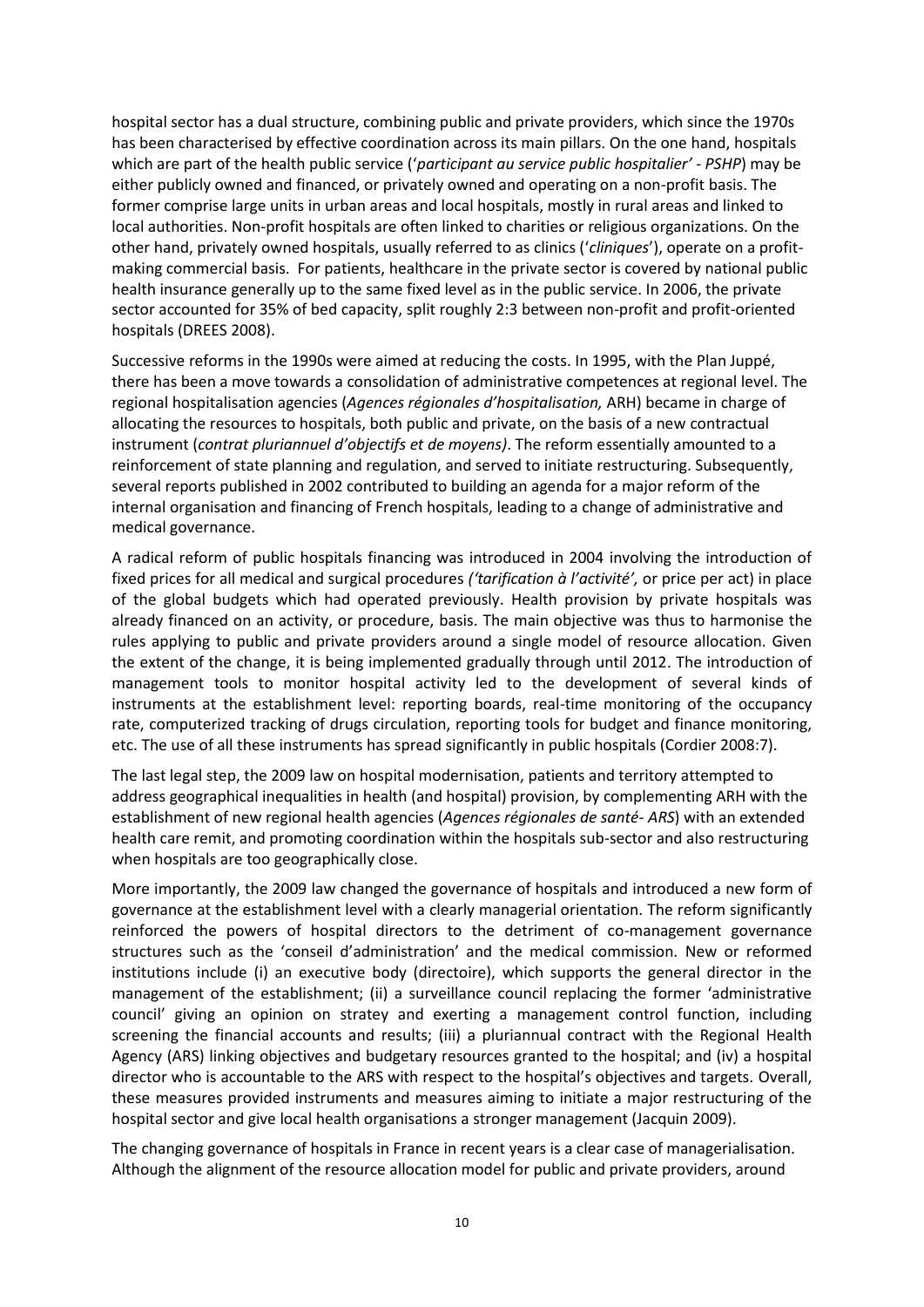hospital sector has a dual structure, combining public and private providers, which since the 1970s has been characterised by effective coordination across its main pillars. On the one hand, hospitals which are part of the health public service ('*participant au service public hospitalier' - PSHP*) may be either publicly owned and financed, or privately owned and operating on a non-profit basis. The former comprise large units in urban areas and local hospitals, mostly in rural areas and linked to local authorities. Non-profit hospitals are often linked to charities or religious organizations. On the other hand, privately owned hospitals, usually referred to as clinics ('*cliniques*'), operate on a profit-making commercial basis. For patients, healthcare in the private sector is covered by national public health insurance generally up to the same fixed level as in the public service. In 2006, the private sector accounted for 35% of bed capacity, split roughly 2:3 between non-profit and profit-oriented hospitals (DREES 2008).

Successive reforms in the 1990s were aimed at reducing the costs. In 1995, with the Plan Juppé, there has been a move towards a consolidation of administrative competences at regional level. The regional hospitalisation agencies (*Agences régionales d'hospitalisation,* ARH) became in charge of allocating the resources to hospitals, both public and private, on the basis of a new contractual instrument (*contrat pluriannuel d'objectifs et de moyens)*. The reform essentially amounted to a reinforcement of state planning and regulation, and served to initiate restructuring. Subsequently, several reports published in 2002 contributed to building an agenda for a major reform of the internal organisation and financing of French hospitals, leading to a change of administrative and medical governance.

A radical reform of public hospitals financing was introduced in 2004 involving the introduction of fixed prices for all medical and surgical procedures *('tarification à l'activité',* or price per act) in place of the global budgets which had operated previously. Health provision by private hospitals was already financed on an activity, or procedure, basis. The main objective was thus to harmonise the rules applying to public and private providers around a single model of resource allocation. Given the extent of the change, it is being implemented gradually through until 2012. The introduction of management tools to monitor hospital activity led to the development of several kinds of instruments at the establishment level: reporting boards, real-time monitoring of the occupancy rate, computerized tracking of drugs circulation, reporting tools for budget and finance monitoring, etc. The use of all these instruments has spread significantly in public hospitals (Cordier 2008:7).

The last legal step, the 2009 law on hospital modernisation, patients and territory attempted to address geographical inequalities in health (and hospital) provision, by complementing ARH with the establishment of new regional health agencies (*Agences régionales de santé- ARS*) with an extended health care remit, and promoting coordination within the hospitals sub-sector and also restructuring when hospitals are too geographically close.

More importantly, the 2009 law changed the governance of hospitals and introduced a new form of governance at the establishment level with a clearly managerial orientation. The reform significantly reinforced the powers of hospital directors to the detriment of co-management governance structures such as the 'conseil d'administration' and the medical commission. New or reformed institutions include (i) an executive body (directoire), which supports the general director in the management of the establishment; (ii) a surveillance council replacing the former 'administrative council' giving an opinion on stratey and exerting a management control function, including screening the financial accounts and results; (iii) a pluriannual contract with the Regional Health Agency (ARS) linking objectives and budgetary resources granted to the hospital; and (iv) a hospital director who is accountable to the ARS with respect to the hospital's objectives and targets. Overall, these measures provided instruments and measures aiming to initiate a major restructuring of the hospital sector and give local health organisations a stronger management (Jacquin 2009).

The changing governance of hospitals in France in recent years is a clear case of managerialisation. Although the alignment of the resource allocation model for public and private providers, around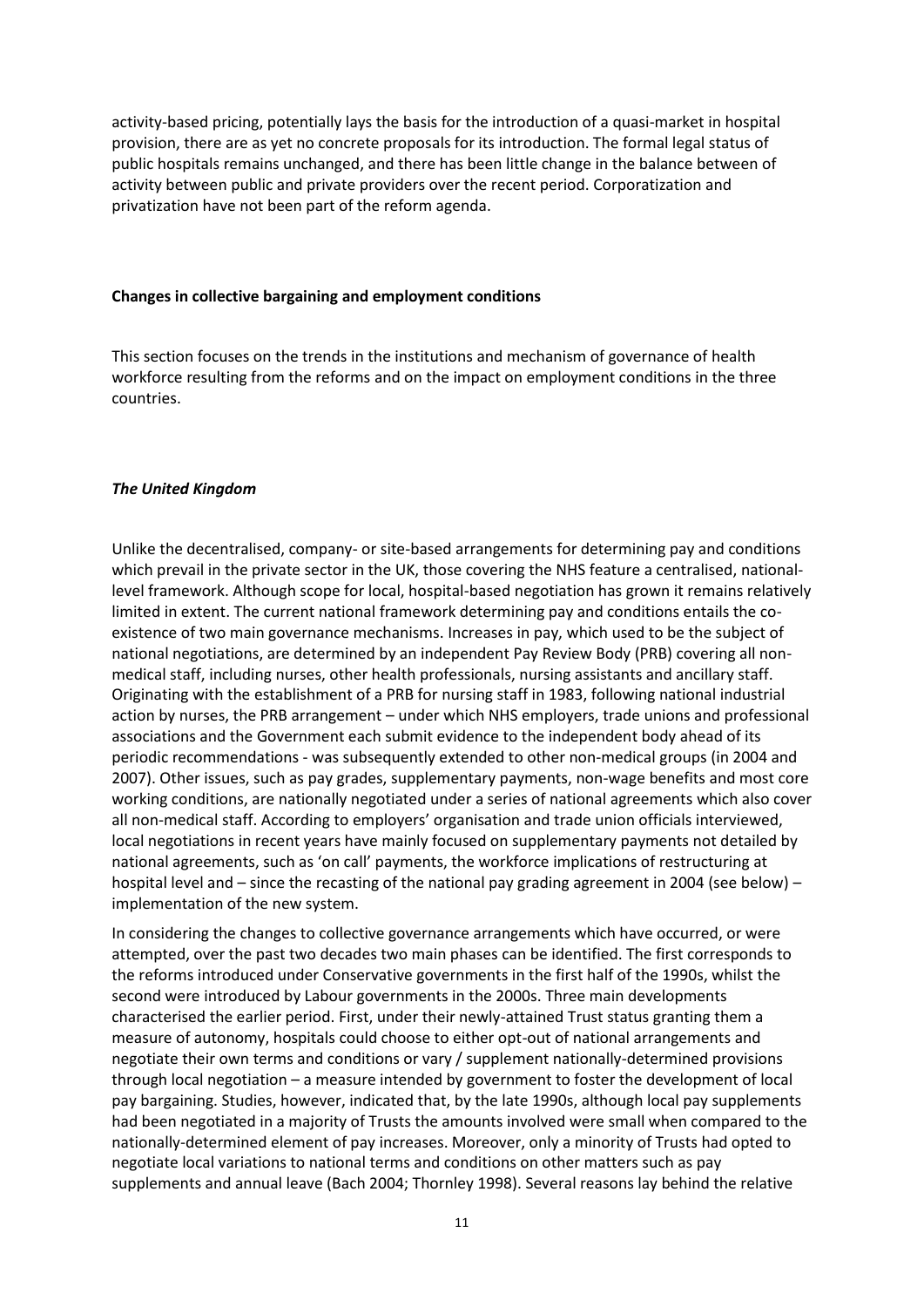activity-based pricing, potentially lays the basis for the introduction of a quasi-market in hospital provision, there are as yet no concrete proposals for its introduction. The formal legal status of public hospitals remains unchanged, and there has been little change in the balance between of activity between public and private providers over the recent period. Corporatization and privatization have not been part of the reform agenda.

## Changes in collective bargaining and employment conditions

This section focuses on the trends in the institutions and mechanism of governance of health workforce resulting from the reforms and on the impact on employment conditions in the three countries.

### *The United Kingdom*

Unlike the decentralised, company- or site-based arrangements for determining pay and conditions which prevail in the private sector in the UK, those covering the NHS feature a centralised, national-level framework. Although scope for local, hospital-based negotiation has grown it remains relatively limited in extent. The current national framework determining pay and conditions entails the co-existence of two main governance mechanisms. Increases in pay, which used to be the subject of national negotiations, are determined by an independent Pay Review Body (PRB) covering all non-medical staff, including nurses, other health professionals, nursing assistants and ancillary staff. Originating with the establishment of a PRB for nursing staff in 1983, following national industrial action by nurses, the PRB arrangement – under which NHS employers, trade unions and professional associations and the Government each submit evidence to the independent body ahead of its periodic recommendations - was subsequently extended to other non-medical groups (in 2004 and 2007). Other issues, such as pay grades, supplementary payments, non-wage benefits and most core working conditions, are nationally negotiated under a series of national agreements which also cover all non-medical staff. According to employers' organisation and trade union officials interviewed, local negotiations in recent years have mainly focused on supplementary payments not detailed by national agreements, such as 'on call' payments, the workforce implications of restructuring at hospital level and – since the recasting of the national pay grading agreement in 2004 (see below) – implementation of the new system.

In considering the changes to collective governance arrangements which have occurred, or were attempted, over the past two decades two main phases can be identified. The first corresponds to the reforms introduced under Conservative governments in the first half of the 1990s, whilst the second were introduced by Labour governments in the 2000s. Three main developments characterised the earlier period. First, under their newly-attained Trust status granting them a measure of autonomy, hospitals could choose to either opt-out of national arrangements and negotiate their own terms and conditions or vary / supplement nationally-determined provisions through local negotiation – a measure intended by government to foster the development of local pay bargaining. Studies, however, indicated that, by the late 1990s, although local pay supplements had been negotiated in a majority of Trusts the amounts involved were small when compared to the nationally-determined element of pay increases. Moreover, only a minority of Trusts had opted to negotiate local variations to national terms and conditions on other matters such as pay supplements and annual leave (Bach 2004; Thornley 1998). Several reasons lay behind the relative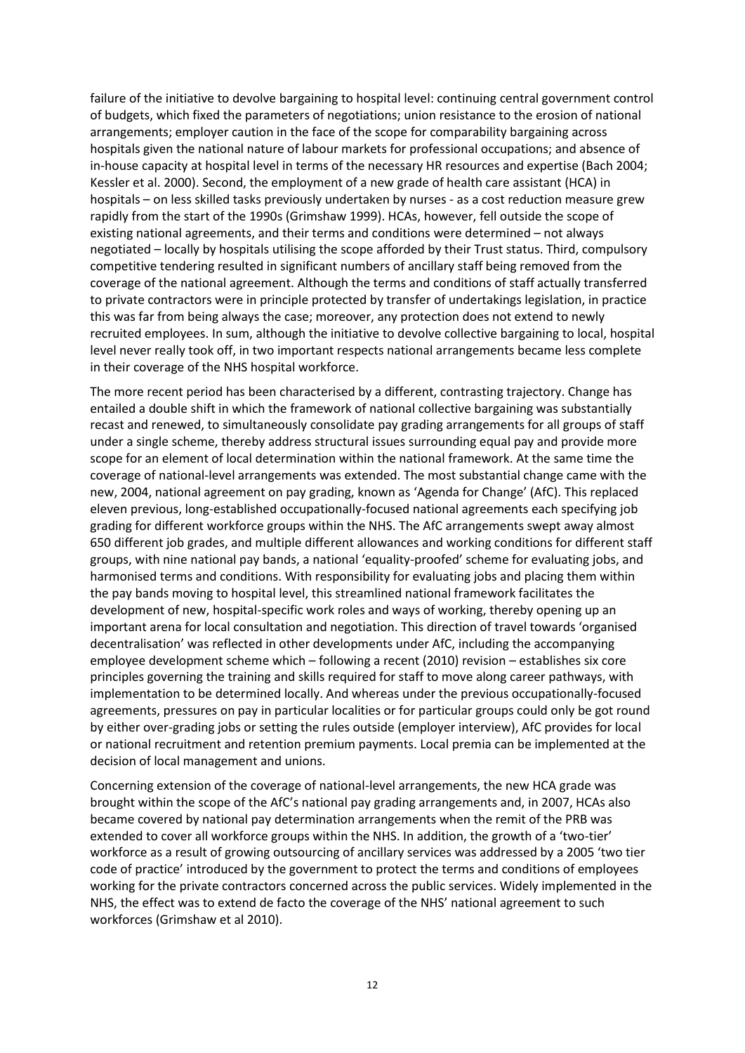failure of the initiative to devolve bargaining to hospital level: continuing central government control of budgets, which fixed the parameters of negotiations; union resistance to the erosion of national arrangements; employer caution in the face of the scope for comparability bargaining across hospitals given the national nature of labour markets for professional occupations; and absence of in-house capacity at hospital level in terms of the necessary HR resources and expertise (Bach 2004; Kessler et al. 2000). Second, the employment of a new grade of health care assistant (HCA) in hospitals – on less skilled tasks previously undertaken by nurses - as a cost reduction measure grew rapidly from the start of the 1990s (Grimshaw 1999). HCAs, however, fell outside the scope of existing national agreements, and their terms and conditions were determined – not always negotiated – locally by hospitals utilising the scope afforded by their Trust status. Third, compulsory competitive tendering resulted in significant numbers of ancillary staff being removed from the coverage of the national agreement. Although the terms and conditions of staff actually transferred to private contractors were in principle protected by transfer of undertakings legislation, in practice this was far from being always the case; moreover, any protection does not extend to newly recruited employees. In sum, although the initiative to devolve collective bargaining to local, hospital level never really took off, in two important respects national arrangements became less complete in their coverage of the NHS hospital workforce.

The more recent period has been characterised by a different, contrasting trajectory. Change has entailed a double shift in which the framework of national collective bargaining was substantially recast and renewed, to simultaneously consolidate pay grading arrangements for all groups of staff under a single scheme, thereby address structural issues surrounding equal pay and provide more scope for an element of local determination within the national framework. At the same time the coverage of national-level arrangements was extended. The most substantial change came with the new, 2004, national agreement on pay grading, known as 'Agenda for Change' (AfC). This replaced eleven previous, long-established occupationally-focused national agreements each specifying job grading for different workforce groups within the NHS. The AfC arrangements swept away almost 650 different job grades, and multiple different allowances and working conditions for different staff groups, with nine national pay bands, a national 'equality-proofed' scheme for evaluating jobs, and harmonised terms and conditions. With responsibility for evaluating jobs and placing them within the pay bands moving to hospital level, this streamlined national framework facilitates the development of new, hospital-specific work roles and ways of working, thereby opening up an important arena for local consultation and negotiation. This direction of travel towards 'organised decentralisation' was reflected in other developments under AfC, including the accompanying employee development scheme which – following a recent (2010) revision – establishes six core principles governing the training and skills required for staff to move along career pathways, with implementation to be determined locally. And whereas under the previous occupationally-focused agreements, pressures on pay in particular localities or for particular groups could only be got round by either over-grading jobs or setting the rules outside (employer interview), AfC provides for local or national recruitment and retention premium payments. Local premia can be implemented at the decision of local management and unions.

Concerning extension of the coverage of national-level arrangements, the new HCA grade was brought within the scope of the AfC's national pay grading arrangements and, in 2007, HCAs also became covered by national pay determination arrangements when the remit of the PRB was extended to cover all workforce groups within the NHS. In addition, the growth of a 'two-tier' workforce as a result of growing outsourcing of ancillary services was addressed by a 2005 'two tier code of practice' introduced by the government to protect the terms and conditions of employees working for the private contractors concerned across the public services. Widely implemented in the NHS, the effect was to extend de facto the coverage of the NHS' national agreement to such workforces (Grimshaw et al 2010).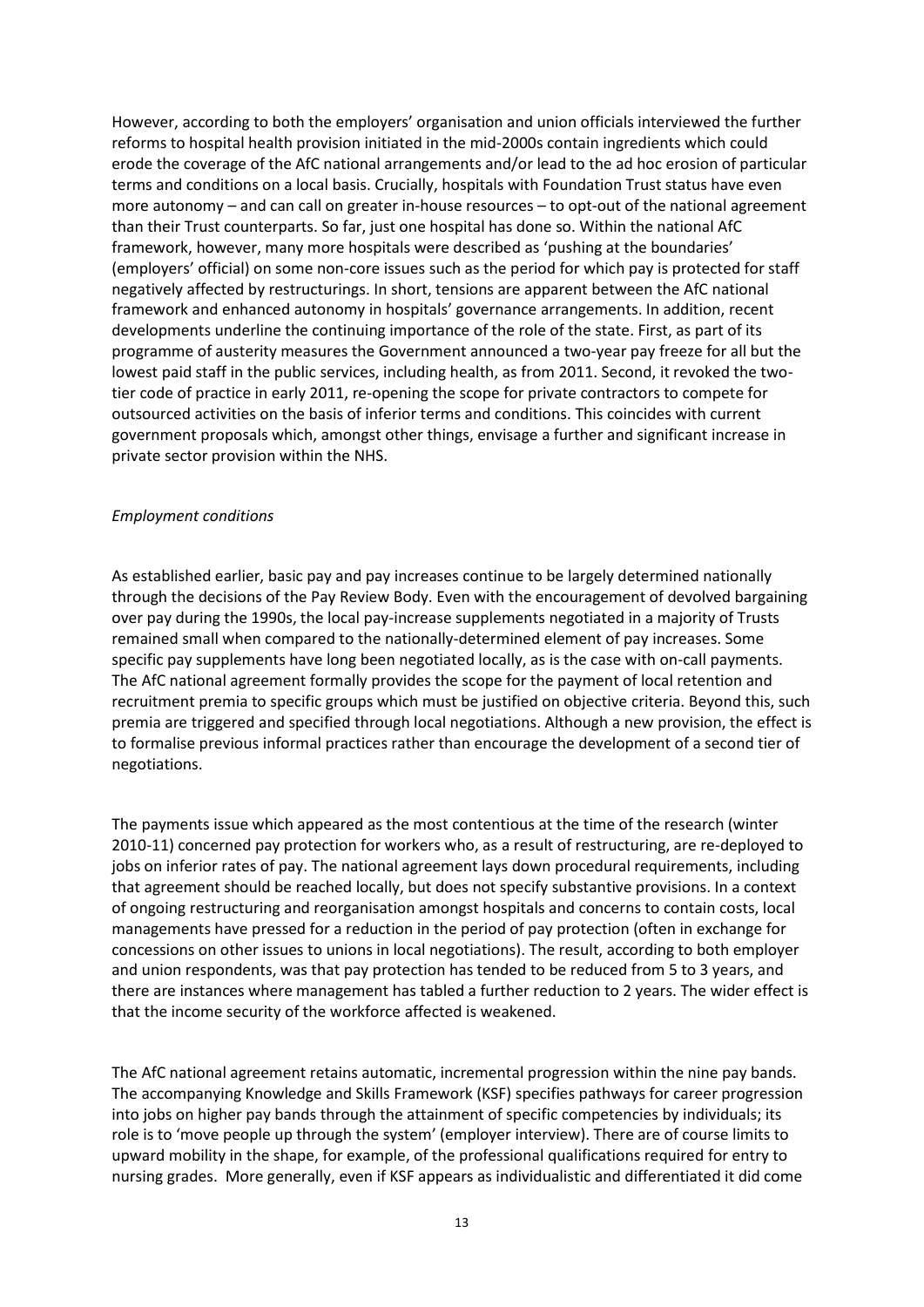However, according to both the employers' organisation and union officials interviewed the further reforms to hospital health provision initiated in the mid-2000s contain ingredients which could erode the coverage of the AfC national arrangements and/or lead to the ad hoc erosion of particular terms and conditions on a local basis. Crucially, hospitals with Foundation Trust status have even more autonomy – and can call on greater in-house resources – to opt-out of the national agreement than their Trust counterparts. So far, just one hospital has done so. Within the national AfC framework, however, many more hospitals were described as 'pushing at the boundaries' (employers' official) on some non-core issues such as the period for which pay is protected for staff negatively affected by restructurings. In short, tensions are apparent between the AfC national framework and enhanced autonomy in hospitals' governance arrangements. In addition, recent developments underline the continuing importance of the role of the state. First, as part of its programme of austerity measures the Government announced a two-year pay freeze for all but the lowest paid staff in the public services, including health, as from 2011. Second, it revoked the two-tier code of practice in early 2011, re-opening the scope for private contractors to compete for outsourced activities on the basis of inferior terms and conditions. This coincides with current government proposals which, amongst other things, envisage a further and significant increase in private sector provision within the NHS.

*Employment conditions*

As established earlier, basic pay and pay increases continue to be largely determined nationally through the decisions of the Pay Review Body. Even with the encouragement of devolved bargaining over pay during the 1990s, the local pay-increase supplements negotiated in a majority of Trusts remained small when compared to the nationally-determined element of pay increases. Some specific pay supplements have long been negotiated locally, as is the case with on-call payments. The AfC national agreement formally provides the scope for the payment of local retention and recruitment premia to specific groups which must be justified on objective criteria. Beyond this, such premia are triggered and specified through local negotiations. Although a new provision, the effect is to formalise previous informal practices rather than encourage the development of a second tier of negotiations.

The payments issue which appeared as the most contentious at the time of the research (winter 2010-11) concerned pay protection for workers who, as a result of restructuring, are re-deployed to jobs on inferior rates of pay. The national agreement lays down procedural requirements, including that agreement should be reached locally, but does not specify substantive provisions. In a context of ongoing restructuring and reorganisation amongst hospitals and concerns to contain costs, local managements have pressed for a reduction in the period of pay protection (often in exchange for concessions on other issues to unions in local negotiations). The result, according to both employer and union respondents, was that pay protection has tended to be reduced from 5 to 3 years, and there are instances where management has tabled a further reduction to 2 years. The wider effect is that the income security of the workforce affected is weakened.

The AfC national agreement retains automatic, incremental progression within the nine pay bands. The accompanying Knowledge and Skills Framework (KSF) specifies pathways for career progression into jobs on higher pay bands through the attainment of specific competencies by individuals; its role is to 'move people up through the system' (employer interview). There are of course limits to upward mobility in the shape, for example, of the professional qualifications required for entry to nursing grades. More generally, even if KSF appears as individualistic and differentiated it did come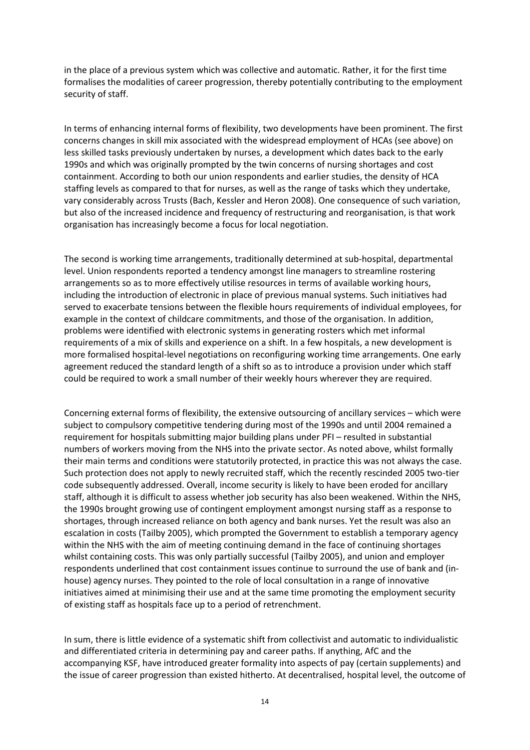in the place of a previous system which was collective and automatic. Rather, it for the first time formalises the modalities of career progression, thereby potentially contributing to the employment security of staff.

In terms of enhancing internal forms of flexibility, two developments have been prominent. The first concerns changes in skill mix associated with the widespread employment of HCAs (see above) on less skilled tasks previously undertaken by nurses, a development which dates back to the early 1990s and which was originally prompted by the twin concerns of nursing shortages and cost containment. According to both our union respondents and earlier studies, the density of HCA staffing levels as compared to that for nurses, as well as the range of tasks which they undertake, vary considerably across Trusts (Bach, Kessler and Heron 2008). One consequence of such variation, but also of the increased incidence and frequency of restructuring and reorganisation, is that work organisation has increasingly become a focus for local negotiation.

The second is working time arrangements, traditionally determined at sub-hospital, departmental level. Union respondents reported a tendency amongst line managers to streamline rostering arrangements so as to more effectively utilise resources in terms of available working hours, including the introduction of electronic in place of previous manual systems. Such initiatives had served to exacerbate tensions between the flexible hours requirements of individual employees, for example in the context of childcare commitments, and those of the organisation. In addition, problems were identified with electronic systems in generating rosters which met informal requirements of a mix of skills and experience on a shift. In a few hospitals, a new development is more formalised hospital-level negotiations on reconfiguring working time arrangements. One early agreement reduced the standard length of a shift so as to introduce a provision under which staff could be required to work a small number of their weekly hours wherever they are required.

Concerning external forms of flexibility, the extensive outsourcing of ancillary services – which were subject to compulsory competitive tendering during most of the 1990s and until 2004 remained a requirement for hospitals submitting major building plans under PFI – resulted in substantial numbers of workers moving from the NHS into the private sector. As noted above, whilst formally their main terms and conditions were statutorily protected, in practice this was not always the case. Such protection does not apply to newly recruited staff, which the recently rescinded 2005 two-tier code subsequently addressed. Overall, income security is likely to have been eroded for ancillary staff, although it is difficult to assess whether job security has also been weakened. Within the NHS, the 1990s brought growing use of contingent employment amongst nursing staff as a response to shortages, through increased reliance on both agency and bank nurses. Yet the result was also an escalation in costs (Tailby 2005), which prompted the Government to establish a temporary agency within the NHS with the aim of meeting continuing demand in the face of continuing shortages whilst containing costs. This was only partially successful (Tailby 2005), and union and employer respondents underlined that cost containment issues continue to surround the use of bank and (in-house) agency nurses. They pointed to the role of local consultation in a range of innovative initiatives aimed at minimising their use and at the same time promoting the employment security of existing staff as hospitals face up to a period of retrenchment.

In sum, there is little evidence of a systematic shift from collectivist and automatic to individualistic and differentiated criteria in determining pay and career paths. If anything, AfC and the accompanying KSF, have introduced greater formality into aspects of pay (certain supplements) and the issue of career progression than existed hitherto. At decentralised, hospital level, the outcome of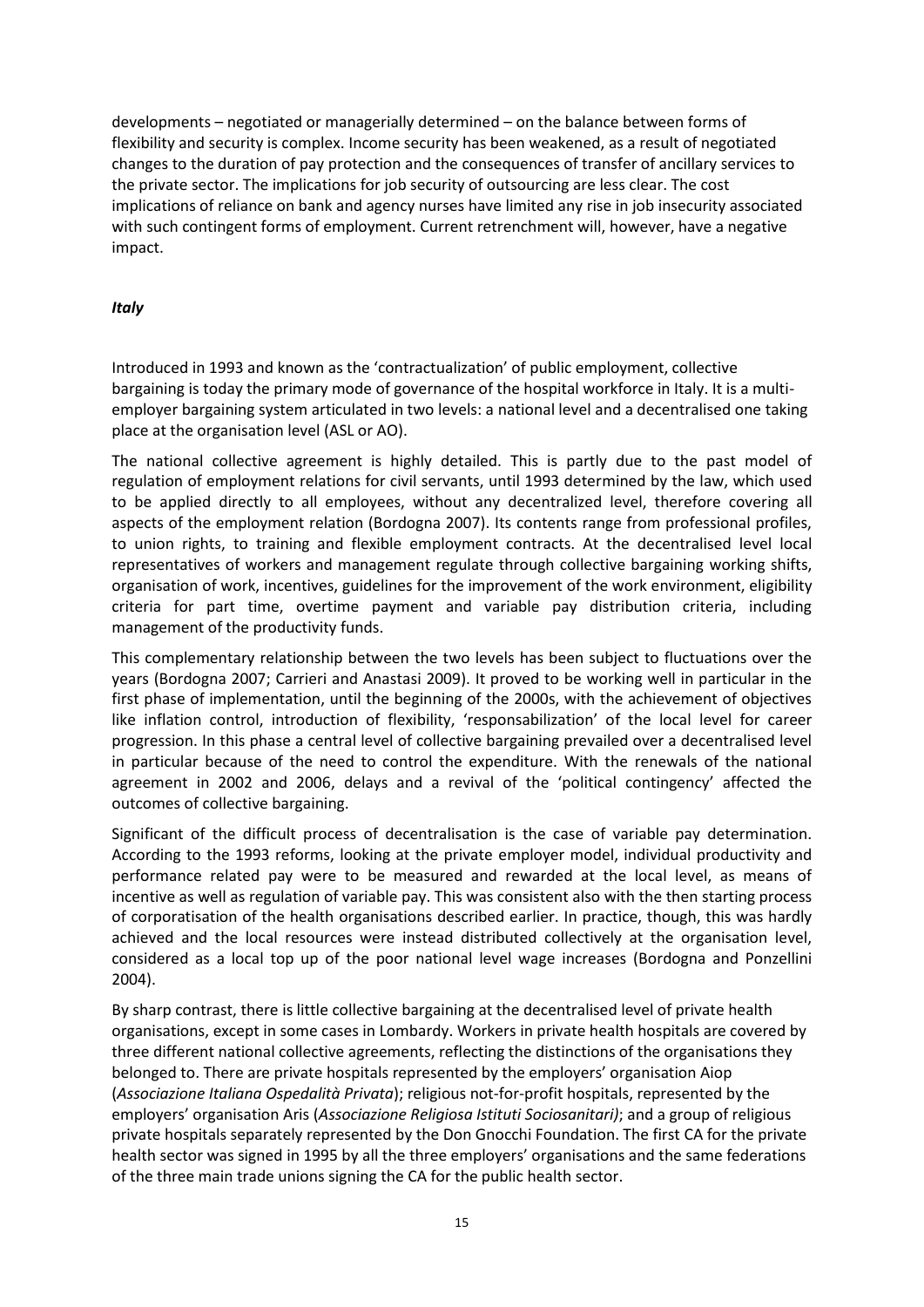developments – negotiated or managerially determined – on the balance between forms of flexibility and security is complex. Income security has been weakened, as a result of negotiated changes to the duration of pay protection and the consequences of transfer of ancillary services to the private sector. The implications for job security of outsourcing are less clear. The cost implications of reliance on bank and agency nurses have limited any rise in job insecurity associated with such contingent forms of employment. Current retrenchment will, however, have a negative impact.

### *Italy*

Introduced in 1993 and known as the 'contractualization' of public employment, collective bargaining is today the primary mode of governance of the hospital workforce in Italy. It is a multi-employer bargaining system articulated in two levels: a national level and a decentralised one taking place at the organisation level (ASL or AO).

The national collective agreement is highly detailed. This is partly due to the past model of regulation of employment relations for civil servants, until 1993 determined by the law, which used to be applied directly to all employees, without any decentralized level, therefore covering all aspects of the employment relation (Bordogna 2007). Its contents range from professional profiles, to union rights, to training and flexible employment contracts. At the decentralised level local representatives of workers and management regulate through collective bargaining working shifts, organisation of work, incentives, guidelines for the improvement of the work environment, eligibility criteria for part time, overtime payment and variable pay distribution criteria, including management of the productivity funds.

This complementary relationship between the two levels has been subject to fluctuations over the years (Bordogna 2007; Carrieri and Anastasi 2009). It proved to be working well in particular in the first phase of implementation, until the beginning of the 2000s, with the achievement of objectives like inflation control, introduction of flexibility, 'responsabilization' of the local level for career progression. In this phase a central level of collective bargaining prevailed over a decentralised level in particular because of the need to control the expenditure. With the renewals of the national agreement in 2002 and 2006, delays and a revival of the 'political contingency' affected the outcomes of collective bargaining.

Significant of the difficult process of decentralisation is the case of variable pay determination. According to the 1993 reforms, looking at the private employer model, individual productivity and performance related pay were to be measured and rewarded at the local level, as means of incentive as well as regulation of variable pay. This was consistent also with the then starting process of corporatisation of the health organisations described earlier. In practice, though, this was hardly achieved and the local resources were instead distributed collectively at the organisation level, considered as a local top up of the poor national level wage increases (Bordogna and Ponzellini 2004).

By sharp contrast, there is little collective bargaining at the decentralised level of private health organisations, except in some cases in Lombardy. Workers in private health hospitals are covered by three different national collective agreements, reflecting the distinctions of the organisations they belonged to. There are private hospitals represented by the employers' organisation Aiop (*Associazione Italiana Ospedalità Privata*); religious not-for-profit hospitals, represented by the employers' organisation Aris (*Associazione Religiosa Istituti Sociosanitari)*; and a group of religious private hospitals separately represented by the Don Gnocchi Foundation. The first CA for the private health sector was signed in 1995 by all the three employers' organisations and the same federations of the three main trade unions signing the CA for the public health sector.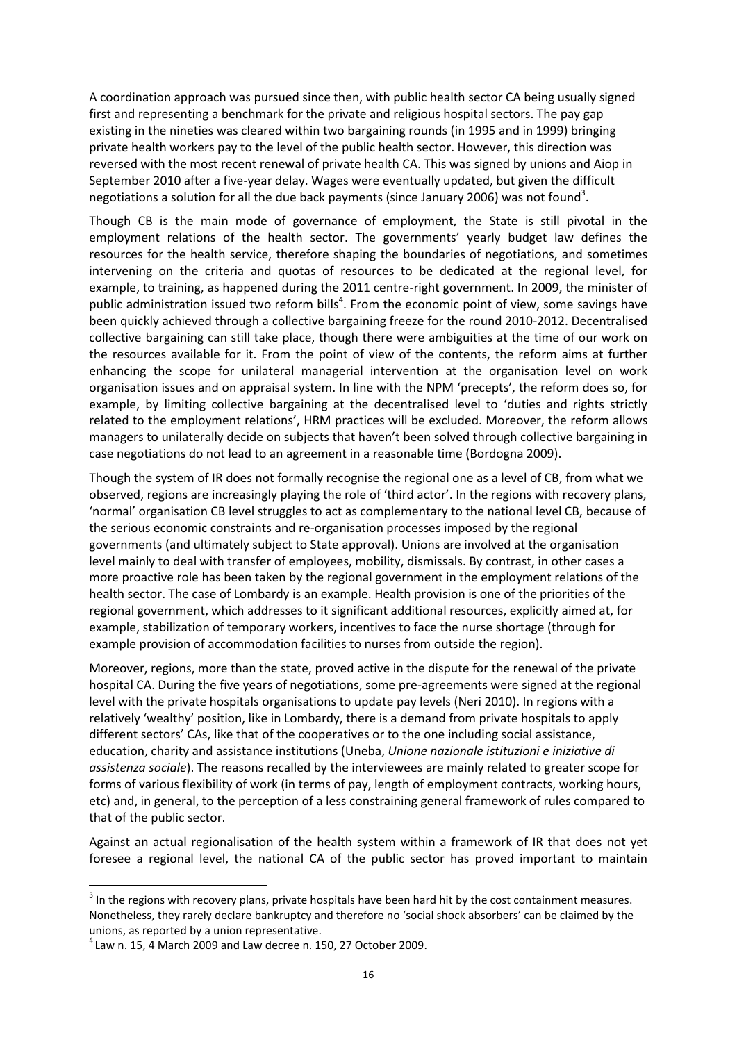A coordination approach was pursued since then, with public health sector CA being usually signed first and representing a benchmark for the private and religious hospital sectors. The pay gap existing in the nineties was cleared within two bargaining rounds (in 1995 and in 1999) bringing private health workers pay to the level of the public health sector. However, this direction was reversed with the most recent renewal of private health CA. This was signed by unions and Aiop in September 2010 after a five-year delay. Wages were eventually updated, but given the difficult negotiations a solution for all the due back payments (since January 2006) was not found[3].

Though CB is the main mode of governance of employment, the State is still pivotal in the employment relations of the health sector. The governments' yearly budget law defines the resources for the health service, therefore shaping the boundaries of negotiations, and sometimes intervening on the criteria and quotas of resources to be dedicated at the regional level, for example, to training, as happened during the 2011 centre-right government. In 2009, the minister of public administration issued two reform bills[4]. From the economic point of view, some savings have been quickly achieved through a collective bargaining freeze for the round 2010-2012. Decentralised collective bargaining can still take place, though there were ambiguities at the time of our work on the resources available for it. From the point of view of the contents, the reform aims at further enhancing the scope for unilateral managerial intervention at the organisation level on work organisation issues and on appraisal system. In line with the NPM 'precepts', the reform does so, for example, by limiting collective bargaining at the decentralised level to 'duties and rights strictly related to the employment relations', HRM practices will be excluded. Moreover, the reform allows managers to unilaterally decide on subjects that haven't been solved through collective bargaining in case negotiations do not lead to an agreement in a reasonable time (Bordogna 2009).

Though the system of IR does not formally recognise the regional one as a level of CB, from what we observed, regions are increasingly playing the role of 'third actor'. In the regions with recovery plans, 'normal' organisation CB level struggles to act as complementary to the national level CB, because of the serious economic constraints and re-organisation processes imposed by the regional governments (and ultimately subject to State approval). Unions are involved at the organisation level mainly to deal with transfer of employees, mobility, dismissals. By contrast, in other cases a more proactive role has been taken by the regional government in the employment relations of the health sector. The case of Lombardy is an example. Health provision is one of the priorities of the regional government, which addresses to it significant additional resources, explicitly aimed at, for example, stabilization of temporary workers, incentives to face the nurse shortage (through for example provision of accommodation facilities to nurses from outside the region).

Moreover, regions, more than the state, proved active in the dispute for the renewal of the private hospital CA. During the five years of negotiations, some pre-agreements were signed at the regional level with the private hospitals organisations to update pay levels (Neri 2010). In regions with a relatively 'wealthy' position, like in Lombardy, there is a demand from private hospitals to apply different sectors' CAs, like that of the cooperatives or to the one including social assistance, education, charity and assistance institutions (Uneba, *Unione nazionale istituzioni e iniziative di assistenza sociale*). The reasons recalled by the interviewees are mainly related to greater scope for forms of various flexibility of work (in terms of pay, length of employment contracts, working hours, etc) and, in general, to the perception of a less constraining general framework of rules compared to that of the public sector.

Against an actual regionalisation of the health system within a framework of IR that does not yet foresee a regional level, the national CA of the public sector has proved important to maintain

---

[3] In the regions with recovery plans, private hospitals have been hard hit by the cost containment measures. Nonetheless, they rarely declare bankruptcy and therefore no 'social shock absorbers' can be claimed by the unions, as reported by a union representative.

[4] Law n. 15, 4 March 2009 and Law decree n. 150, 27 October 2009.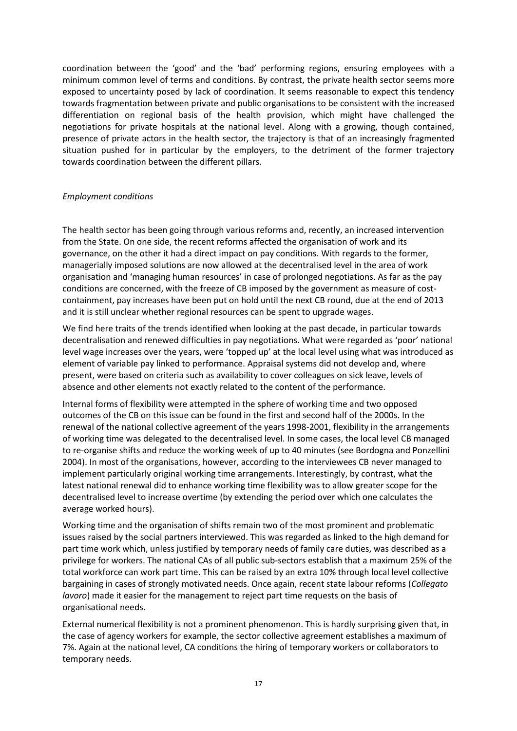coordination between the 'good' and the 'bad' performing regions, ensuring employees with a minimum common level of terms and conditions. By contrast, the private health sector seems more exposed to uncertainty posed by lack of coordination. It seems reasonable to expect this tendency towards fragmentation between private and public organisations to be consistent with the increased differentiation on regional basis of the health provision, which might have challenged the negotiations for private hospitals at the national level. Along with a growing, though contained, presence of private actors in the health sector, the trajectory is that of an increasingly fragmented situation pushed for in particular by the employers, to the detriment of the former trajectory towards coordination between the different pillars.

*Employment conditions*

The health sector has been going through various reforms and, recently, an increased intervention from the State. On one side, the recent reforms affected the organisation of work and its governance, on the other it had a direct impact on pay conditions. With regards to the former, managerially imposed solutions are now allowed at the decentralised level in the area of work organisation and 'managing human resources' in case of prolonged negotiations. As far as the pay conditions are concerned, with the freeze of CB imposed by the government as measure of cost-containment, pay increases have been put on hold until the next CB round, due at the end of 2013 and it is still unclear whether regional resources can be spent to upgrade wages.

We find here traits of the trends identified when looking at the past decade, in particular towards decentralisation and renewed difficulties in pay negotiations. What were regarded as 'poor' national level wage increases over the years, were 'topped up' at the local level using what was introduced as element of variable pay linked to performance. Appraisal systems did not develop and, where present, were based on criteria such as availability to cover colleagues on sick leave, levels of absence and other elements not exactly related to the content of the performance.

Internal forms of flexibility were attempted in the sphere of working time and two opposed outcomes of the CB on this issue can be found in the first and second half of the 2000s. In the renewal of the national collective agreement of the years 1998-2001, flexibility in the arrangements of working time was delegated to the decentralised level. In some cases, the local level CB managed to re-organise shifts and reduce the working week of up to 40 minutes (see Bordogna and Ponzellini 2004). In most of the organisations, however, according to the interviewees CB never managed to implement particularly original working time arrangements. Interestingly, by contrast, what the latest national renewal did to enhance working time flexibility was to allow greater scope for the decentralised level to increase overtime (by extending the period over which one calculates the average worked hours).

Working time and the organisation of shifts remain two of the most prominent and problematic issues raised by the social partners interviewed. This was regarded as linked to the high demand for part time work which, unless justified by temporary needs of family care duties, was described as a privilege for workers. The national CAs of all public sub-sectors establish that a maximum 25% of the total workforce can work part time. This can be raised by an extra 10% through local level collective bargaining in cases of strongly motivated needs. Once again, recent state labour reforms (*Collegato lavoro*) made it easier for the management to reject part time requests on the basis of organisational needs.

External numerical flexibility is not a prominent phenomenon. This is hardly surprising given that, in the case of agency workers for example, the sector collective agreement establishes a maximum of 7%. Again at the national level, CA conditions the hiring of temporary workers or collaborators to temporary needs.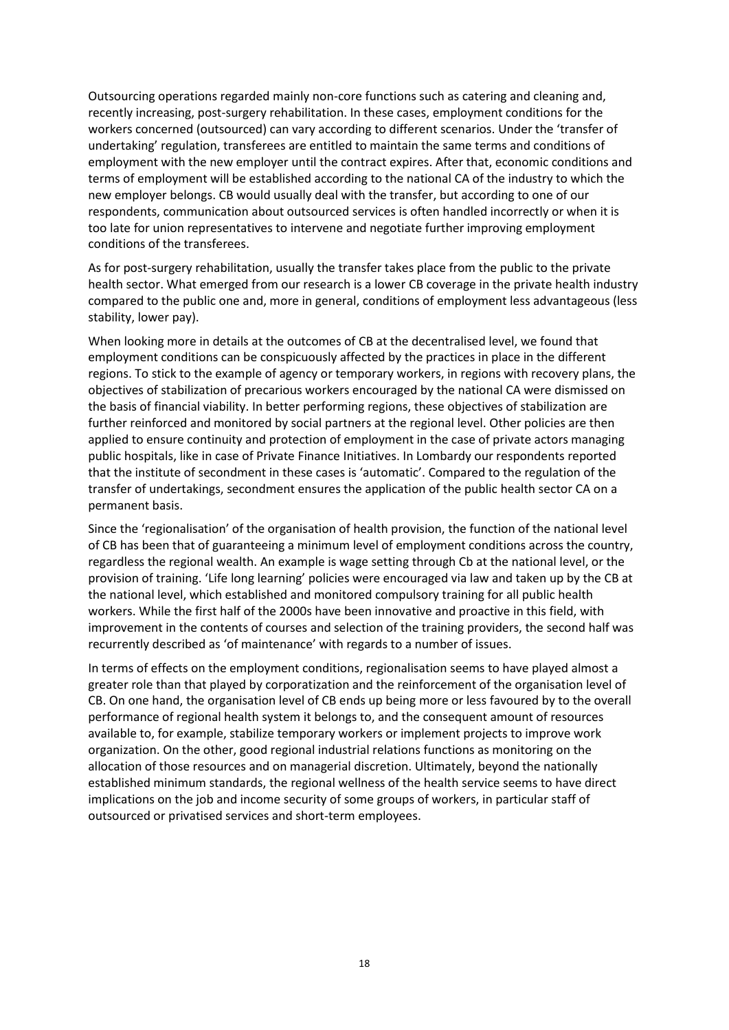Outsourcing operations regarded mainly non-core functions such as catering and cleaning and, recently increasing, post-surgery rehabilitation. In these cases, employment conditions for the workers concerned (outsourced) can vary according to different scenarios. Under the 'transfer of undertaking' regulation, transferees are entitled to maintain the same terms and conditions of employment with the new employer until the contract expires. After that, economic conditions and terms of employment will be established according to the national CA of the industry to which the new employer belongs. CB would usually deal with the transfer, but according to one of our respondents, communication about outsourced services is often handled incorrectly or when it is too late for union representatives to intervene and negotiate further improving employment conditions of the transferees.

As for post-surgery rehabilitation, usually the transfer takes place from the public to the private health sector. What emerged from our research is a lower CB coverage in the private health industry compared to the public one and, more in general, conditions of employment less advantageous (less stability, lower pay).

When looking more in details at the outcomes of CB at the decentralised level, we found that employment conditions can be conspicuously affected by the practices in place in the different regions. To stick to the example of agency or temporary workers, in regions with recovery plans, the objectives of stabilization of precarious workers encouraged by the national CA were dismissed on the basis of financial viability. In better performing regions, these objectives of stabilization are further reinforced and monitored by social partners at the regional level. Other policies are then applied to ensure continuity and protection of employment in the case of private actors managing public hospitals, like in case of Private Finance Initiatives. In Lombardy our respondents reported that the institute of secondment in these cases is 'automatic'. Compared to the regulation of the transfer of undertakings, secondment ensures the application of the public health sector CA on a permanent basis.

Since the 'regionalisation' of the organisation of health provision, the function of the national level of CB has been that of guaranteeing a minimum level of employment conditions across the country, regardless the regional wealth. An example is wage setting through Cb at the national level, or the provision of training. 'Life long learning' policies were encouraged via law and taken up by the CB at the national level, which established and monitored compulsory training for all public health workers. While the first half of the 2000s have been innovative and proactive in this field, with improvement in the contents of courses and selection of the training providers, the second half was recurrently described as 'of maintenance' with regards to a number of issues.

In terms of effects on the employment conditions, regionalisation seems to have played almost a greater role than that played by corporatization and the reinforcement of the organisation level of CB. On one hand, the organisation level of CB ends up being more or less favoured by to the overall performance of regional health system it belongs to, and the consequent amount of resources available to, for example, stabilize temporary workers or implement projects to improve work organization. On the other, good regional industrial relations functions as monitoring on the allocation of those resources and on managerial discretion. Ultimately, beyond the nationally established minimum standards, the regional wellness of the health service seems to have direct implications on the job and income security of some groups of workers, in particular staff of outsourced or privatised services and short-term employees.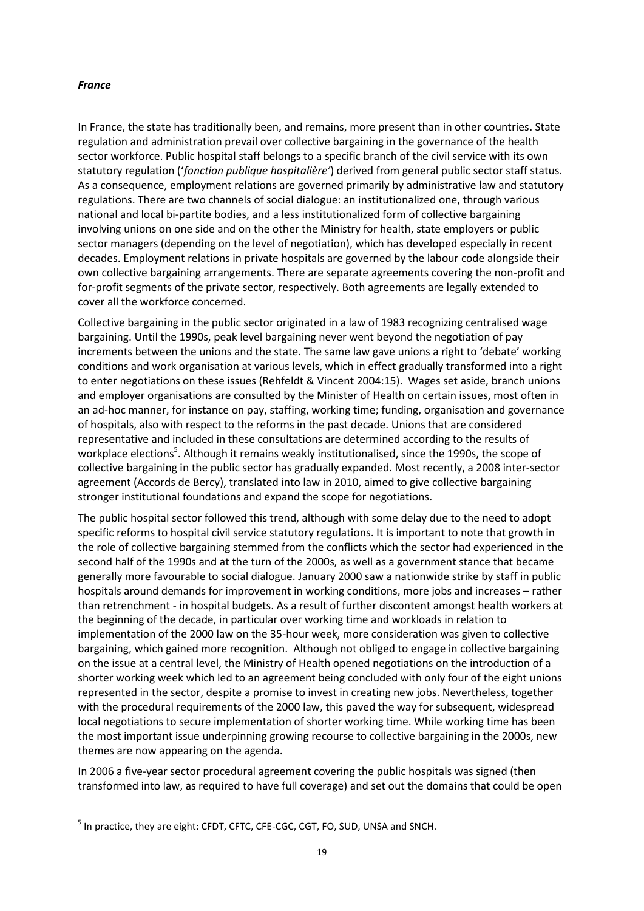***France***

In France, the state has traditionally been, and remains, more present than in other countries. State regulation and administration prevail over collective bargaining in the governance of the health sector workforce. Public hospital staff belongs to a specific branch of the civil service with its own statutory regulation ('*fonction publique hospitalière'*) derived from general public sector staff status. As a consequence, employment relations are governed primarily by administrative law and statutory regulations. There are two channels of social dialogue: an institutionalized one, through various national and local bi-partite bodies, and a less institutionalized form of collective bargaining involving unions on one side and on the other the Ministry for health, state employers or public sector managers (depending on the level of negotiation), which has developed especially in recent decades. Employment relations in private hospitals are governed by the labour code alongside their own collective bargaining arrangements. There are separate agreements covering the non-profit and for-profit segments of the private sector, respectively. Both agreements are legally extended to cover all the workforce concerned.

Collective bargaining in the public sector originated in a law of 1983 recognizing centralised wage bargaining. Until the 1990s, peak level bargaining never went beyond the negotiation of pay increments between the unions and the state. The same law gave unions a right to 'debate' working conditions and work organisation at various levels, which in effect gradually transformed into a right to enter negotiations on these issues (Rehfeldt & Vincent 2004:15). Wages set aside, branch unions and employer organisations are consulted by the Minister of Health on certain issues, most often in an ad-hoc manner, for instance on pay, staffing, working time; funding, organisation and governance of hospitals, also with respect to the reforms in the past decade. Unions that are considered representative and included in these consultations are determined according to the results of workplace elections[5]. Although it remains weakly institutionalised, since the 1990s, the scope of collective bargaining in the public sector has gradually expanded. Most recently, a 2008 inter-sector agreement (Accords de Bercy), translated into law in 2010, aimed to give collective bargaining stronger institutional foundations and expand the scope for negotiations.

The public hospital sector followed this trend, although with some delay due to the need to adopt specific reforms to hospital civil service statutory regulations. It is important to note that growth in the role of collective bargaining stemmed from the conflicts which the sector had experienced in the second half of the 1990s and at the turn of the 2000s, as well as a government stance that became generally more favourable to social dialogue. January 2000 saw a nationwide strike by staff in public hospitals around demands for improvement in working conditions, more jobs and increases – rather than retrenchment - in hospital budgets. As a result of further discontent amongst health workers at the beginning of the decade, in particular over working time and workloads in relation to implementation of the 2000 law on the 35-hour week, more consideration was given to collective bargaining, which gained more recognition. Although not obliged to engage in collective bargaining on the issue at a central level, the Ministry of Health opened negotiations on the introduction of a shorter working week which led to an agreement being concluded with only four of the eight unions represented in the sector, despite a promise to invest in creating new jobs. Nevertheless, together with the procedural requirements of the 2000 law, this paved the way for subsequent, widespread local negotiations to secure implementation of shorter working time. While working time has been the most important issue underpinning growing recourse to collective bargaining in the 2000s, new themes are now appearing on the agenda.

In 2006 a five-year sector procedural agreement covering the public hospitals was signed (then transformed into law, as required to have full coverage) and set out the domains that could be open

---

[5] In practice, they are eight: CFDT, CFTC, CFE-CGC, CGT, FO, SUD, UNSA and SNCH.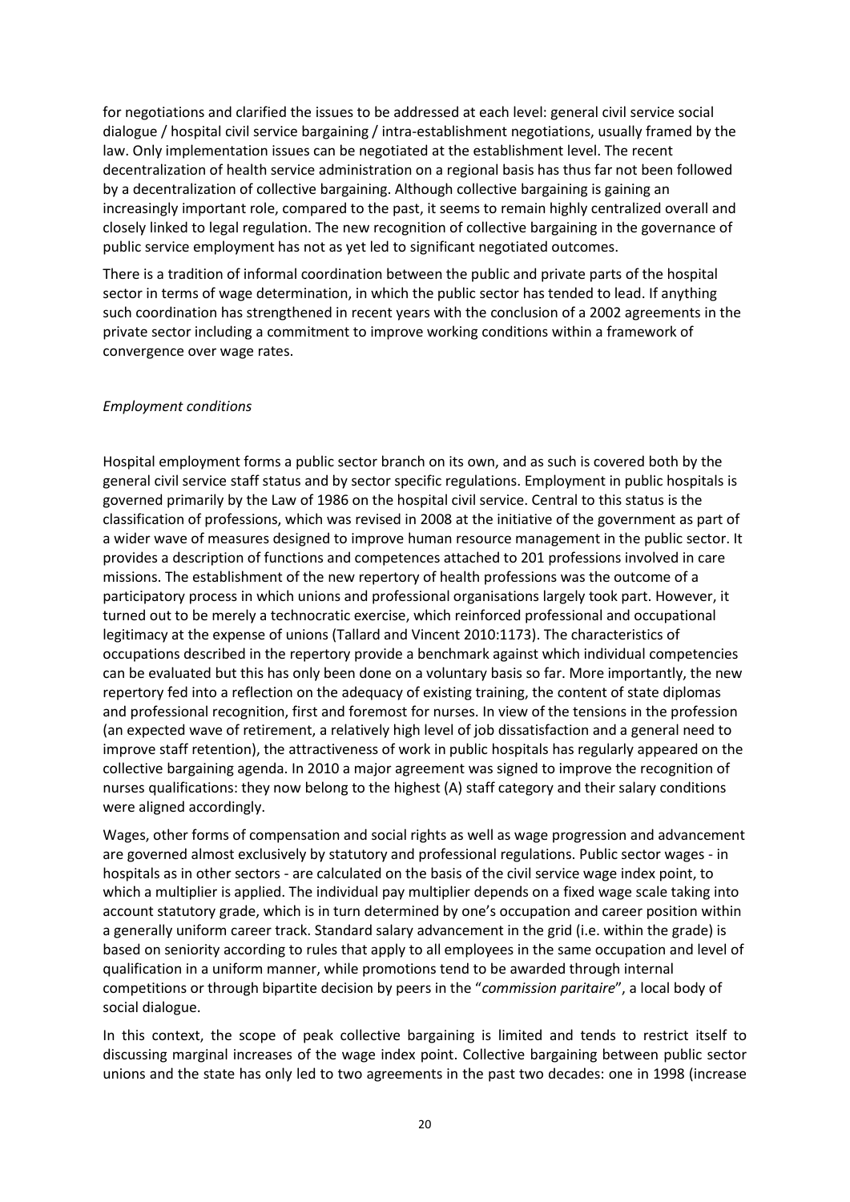for negotiations and clarified the issues to be addressed at each level: general civil service social dialogue / hospital civil service bargaining / intra-establishment negotiations, usually framed by the law. Only implementation issues can be negotiated at the establishment level. The recent decentralization of health service administration on a regional basis has thus far not been followed by a decentralization of collective bargaining. Although collective bargaining is gaining an increasingly important role, compared to the past, it seems to remain highly centralized overall and closely linked to legal regulation. The new recognition of collective bargaining in the governance of public service employment has not as yet led to significant negotiated outcomes.

There is a tradition of informal coordination between the public and private parts of the hospital sector in terms of wage determination, in which the public sector has tended to lead. If anything such coordination has strengthened in recent years with the conclusion of a 2002 agreements in the private sector including a commitment to improve working conditions within a framework of convergence over wage rates.

*Employment conditions*

Hospital employment forms a public sector branch on its own, and as such is covered both by the general civil service staff status and by sector specific regulations. Employment in public hospitals is governed primarily by the Law of 1986 on the hospital civil service. Central to this status is the classification of professions, which was revised in 2008 at the initiative of the government as part of a wider wave of measures designed to improve human resource management in the public sector. It provides a description of functions and competences attached to 201 professions involved in care missions. The establishment of the new repertory of health professions was the outcome of a participatory process in which unions and professional organisations largely took part. However, it turned out to be merely a technocratic exercise, which reinforced professional and occupational legitimacy at the expense of unions (Tallard and Vincent 2010:1173). The characteristics of occupations described in the repertory provide a benchmark against which individual competencies can be evaluated but this has only been done on a voluntary basis so far. More importantly, the new repertory fed into a reflection on the adequacy of existing training, the content of state diplomas and professional recognition, first and foremost for nurses. In view of the tensions in the profession (an expected wave of retirement, a relatively high level of job dissatisfaction and a general need to improve staff retention), the attractiveness of work in public hospitals has regularly appeared on the collective bargaining agenda. In 2010 a major agreement was signed to improve the recognition of nurses qualifications: they now belong to the highest (A) staff category and their salary conditions were aligned accordingly.

Wages, other forms of compensation and social rights as well as wage progression and advancement are governed almost exclusively by statutory and professional regulations. Public sector wages - in hospitals as in other sectors - are calculated on the basis of the civil service wage index point, to which a multiplier is applied. The individual pay multiplier depends on a fixed wage scale taking into account statutory grade, which is in turn determined by one's occupation and career position within a generally uniform career track. Standard salary advancement in the grid (i.e. within the grade) is based on seniority according to rules that apply to all employees in the same occupation and level of qualification in a uniform manner, while promotions tend to be awarded through internal competitions or through bipartite decision by peers in the "*commission paritaire*", a local body of social dialogue.

In this context, the scope of peak collective bargaining is limited and tends to restrict itself to discussing marginal increases of the wage index point. Collective bargaining between public sector unions and the state has only led to two agreements in the past two decades: one in 1998 (increase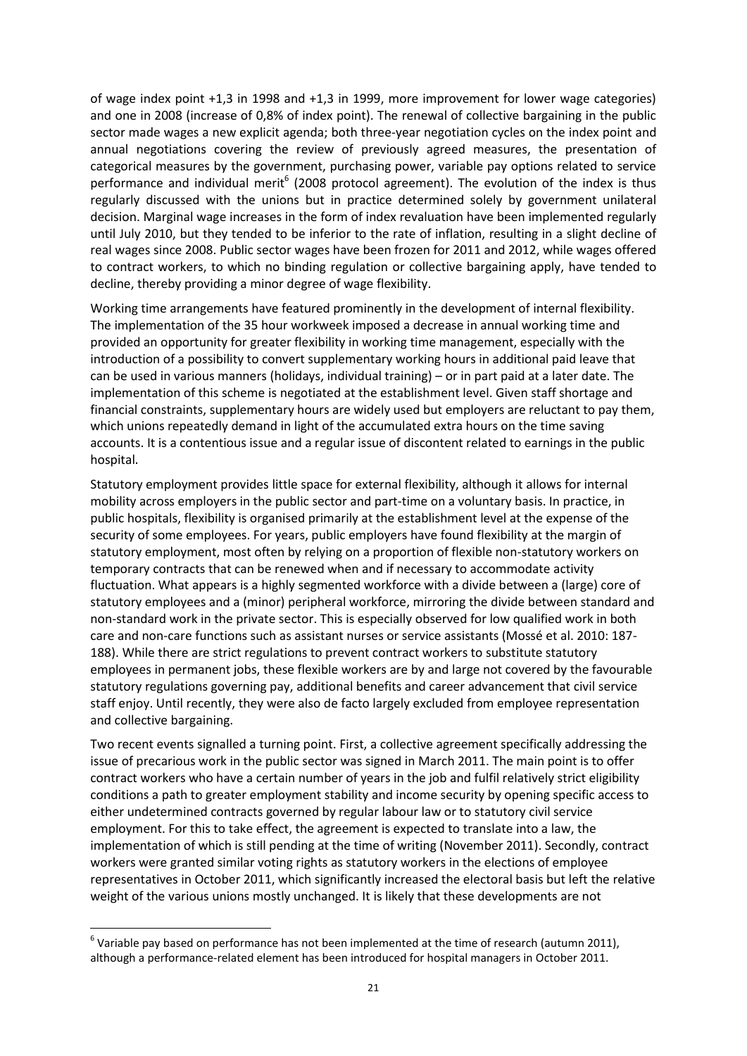of wage index point +1,3 in 1998 and +1,3 in 1999, more improvement for lower wage categories) and one in 2008 (increase of 0,8% of index point). The renewal of collective bargaining in the public sector made wages a new explicit agenda; both three-year negotiation cycles on the index point and annual negotiations covering the review of previously agreed measures, the presentation of categorical measures by the government, purchasing power, variable pay options related to service performance and individual merit[6] (2008 protocol agreement). The evolution of the index is thus regularly discussed with the unions but in practice determined solely by government unilateral decision. Marginal wage increases in the form of index revaluation have been implemented regularly until July 2010, but they tended to be inferior to the rate of inflation, resulting in a slight decline of real wages since 2008. Public sector wages have been frozen for 2011 and 2012, while wages offered to contract workers, to which no binding regulation or collective bargaining apply, have tended to decline, thereby providing a minor degree of wage flexibility.

Working time arrangements have featured prominently in the development of internal flexibility. The implementation of the 35 hour workweek imposed a decrease in annual working time and provided an opportunity for greater flexibility in working time management, especially with the introduction of a possibility to convert supplementary working hours in additional paid leave that can be used in various manners (holidays, individual training) – or in part paid at a later date. The implementation of this scheme is negotiated at the establishment level. Given staff shortage and financial constraints, supplementary hours are widely used but employers are reluctant to pay them, which unions repeatedly demand in light of the accumulated extra hours on the time saving accounts. It is a contentious issue and a regular issue of discontent related to earnings in the public hospital.

Statutory employment provides little space for external flexibility, although it allows for internal mobility across employers in the public sector and part-time on a voluntary basis. In practice, in public hospitals, flexibility is organised primarily at the establishment level at the expense of the security of some employees. For years, public employers have found flexibility at the margin of statutory employment, most often by relying on a proportion of flexible non-statutory workers on temporary contracts that can be renewed when and if necessary to accommodate activity fluctuation. What appears is a highly segmented workforce with a divide between a (large) core of statutory employees and a (minor) peripheral workforce, mirroring the divide between standard and non-standard work in the private sector. This is especially observed for low qualified work in both care and non-care functions such as assistant nurses or service assistants (Mossé et al. 2010: 187-188). While there are strict regulations to prevent contract workers to substitute statutory employees in permanent jobs, these flexible workers are by and large not covered by the favourable statutory regulations governing pay, additional benefits and career advancement that civil service staff enjoy. Until recently, they were also de facto largely excluded from employee representation and collective bargaining.

Two recent events signalled a turning point. First, a collective agreement specifically addressing the issue of precarious work in the public sector was signed in March 2011. The main point is to offer contract workers who have a certain number of years in the job and fulfil relatively strict eligibility conditions a path to greater employment stability and income security by opening specific access to either undetermined contracts governed by regular labour law or to statutory civil service employment. For this to take effect, the agreement is expected to translate into a law, the implementation of which is still pending at the time of writing (November 2011). Secondly, contract workers were granted similar voting rights as statutory workers in the elections of employee representatives in October 2011, which significantly increased the electoral basis but left the relative weight of the various unions mostly unchanged. It is likely that these developments are not

[6] Variable pay based on performance has not been implemented at the time of research (autumn 2011), although a performance-related element has been introduced for hospital managers in October 2011.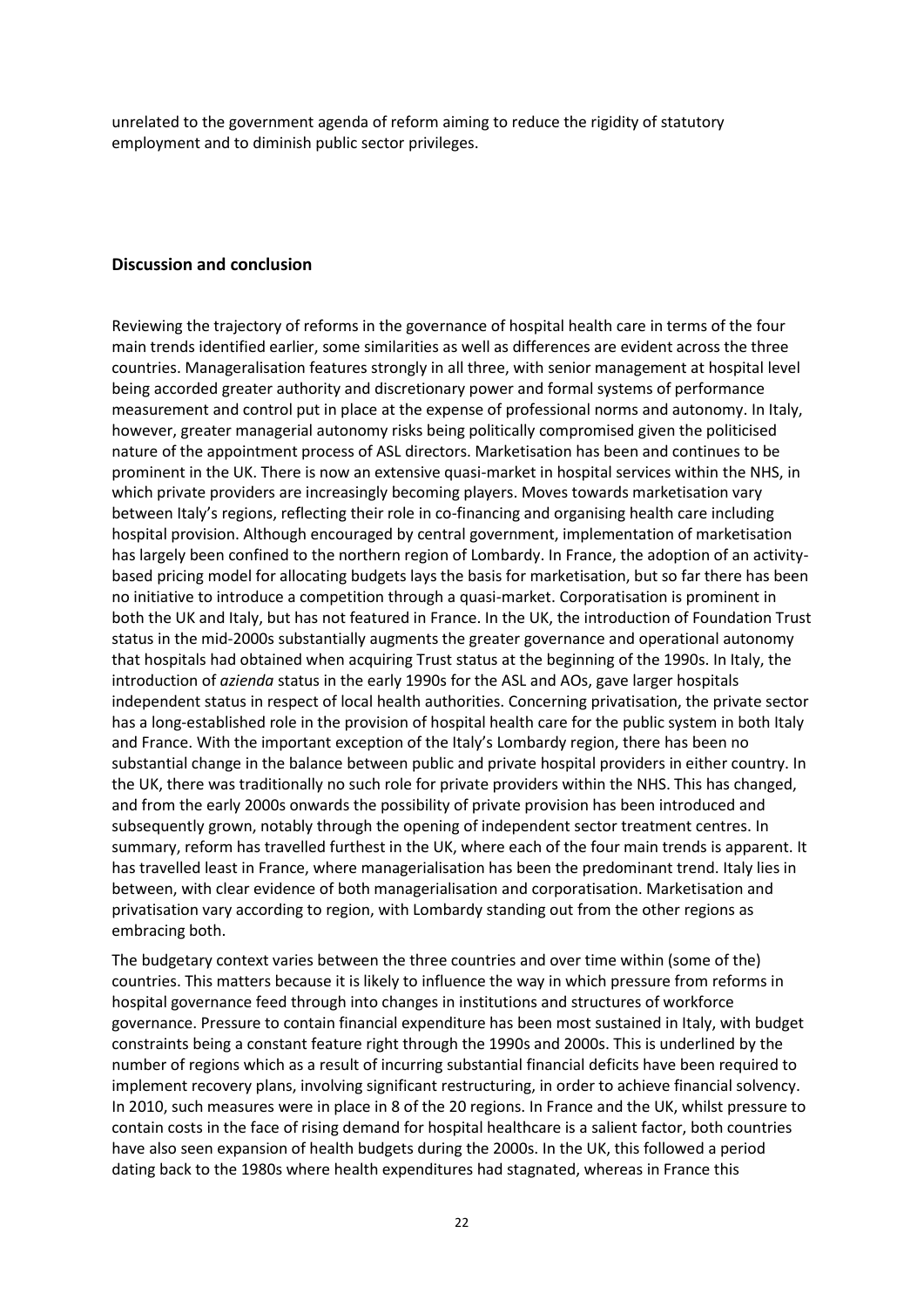unrelated to the government agenda of reform aiming to reduce the rigidity of statutory employment and to diminish public sector privileges.

## Discussion and conclusion

Reviewing the trajectory of reforms in the governance of hospital health care in terms of the four main trends identified earlier, some similarities as well as differences are evident across the three countries. Manageralisation features strongly in all three, with senior management at hospital level being accorded greater authority and discretionary power and formal systems of performance measurement and control put in place at the expense of professional norms and autonomy. In Italy, however, greater managerial autonomy risks being politically compromised given the politicised nature of the appointment process of ASL directors. Marketisation has been and continues to be prominent in the UK. There is now an extensive quasi-market in hospital services within the NHS, in which private providers are increasingly becoming players. Moves towards marketisation vary between Italy's regions, reflecting their role in co-financing and organising health care including hospital provision. Although encouraged by central government, implementation of marketisation has largely been confined to the northern region of Lombardy. In France, the adoption of an activity-based pricing model for allocating budgets lays the basis for marketisation, but so far there has been no initiative to introduce a competition through a quasi-market. Corporatisation is prominent in both the UK and Italy, but has not featured in France. In the UK, the introduction of Foundation Trust status in the mid-2000s substantially augments the greater governance and operational autonomy that hospitals had obtained when acquiring Trust status at the beginning of the 1990s. In Italy, the introduction of *azienda* status in the early 1990s for the ASL and AOs, gave larger hospitals independent status in respect of local health authorities. Concerning privatisation, the private sector has a long-established role in the provision of hospital health care for the public system in both Italy and France. With the important exception of the Italy's Lombardy region, there has been no substantial change in the balance between public and private hospital providers in either country. In the UK, there was traditionally no such role for private providers within the NHS. This has changed, and from the early 2000s onwards the possibility of private provision has been introduced and subsequently grown, notably through the opening of independent sector treatment centres. In summary, reform has travelled furthest in the UK, where each of the four main trends is apparent. It has travelled least in France, where managerialisation has been the predominant trend. Italy lies in between, with clear evidence of both managerialisation and corporatisation. Marketisation and privatisation vary according to region, with Lombardy standing out from the other regions as embracing both.

The budgetary context varies between the three countries and over time within (some of the) countries. This matters because it is likely to influence the way in which pressure from reforms in hospital governance feed through into changes in institutions and structures of workforce governance. Pressure to contain financial expenditure has been most sustained in Italy, with budget constraints being a constant feature right through the 1990s and 2000s. This is underlined by the number of regions which as a result of incurring substantial financial deficits have been required to implement recovery plans, involving significant restructuring, in order to achieve financial solvency. In 2010, such measures were in place in 8 of the 20 regions. In France and the UK, whilst pressure to contain costs in the face of rising demand for hospital healthcare is a salient factor, both countries have also seen expansion of health budgets during the 2000s. In the UK, this followed a period dating back to the 1980s where health expenditures had stagnated, whereas in France this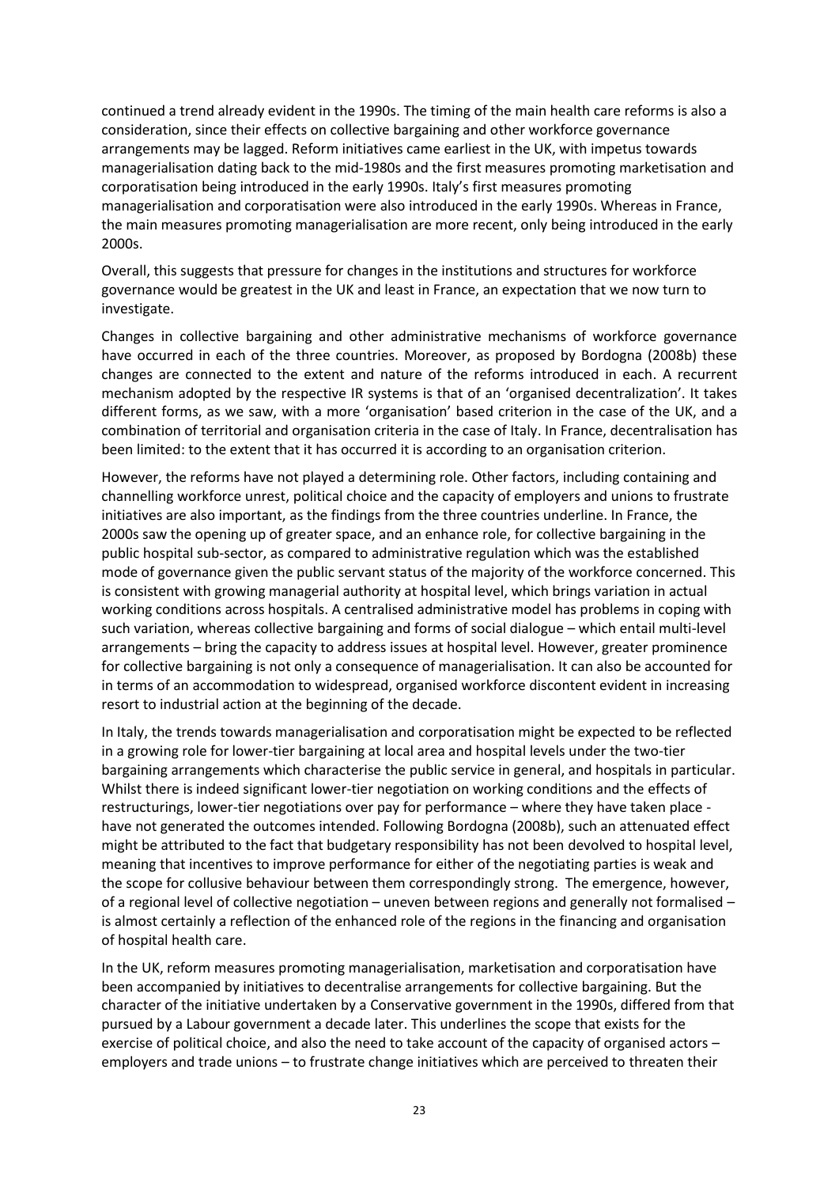continued a trend already evident in the 1990s. The timing of the main health care reforms is also a consideration, since their effects on collective bargaining and other workforce governance arrangements may be lagged. Reform initiatives came earliest in the UK, with impetus towards managerialisation dating back to the mid-1980s and the first measures promoting marketisation and corporatisation being introduced in the early 1990s. Italy's first measures promoting managerialisation and corporatisation were also introduced in the early 1990s. Whereas in France, the main measures promoting managerialisation are more recent, only being introduced in the early 2000s.

Overall, this suggests that pressure for changes in the institutions and structures for workforce governance would be greatest in the UK and least in France, an expectation that we now turn to investigate.

Changes in collective bargaining and other administrative mechanisms of workforce governance have occurred in each of the three countries. Moreover, as proposed by Bordogna (2008b) these changes are connected to the extent and nature of the reforms introduced in each. A recurrent mechanism adopted by the respective IR systems is that of an 'organised decentralization'. It takes different forms, as we saw, with a more 'organisation' based criterion in the case of the UK, and a combination of territorial and organisation criteria in the case of Italy. In France, decentralisation has been limited: to the extent that it has occurred it is according to an organisation criterion.

However, the reforms have not played a determining role. Other factors, including containing and channelling workforce unrest, political choice and the capacity of employers and unions to frustrate initiatives are also important, as the findings from the three countries underline. In France, the 2000s saw the opening up of greater space, and an enhance role, for collective bargaining in the public hospital sub-sector, as compared to administrative regulation which was the established mode of governance given the public servant status of the majority of the workforce concerned. This is consistent with growing managerial authority at hospital level, which brings variation in actual working conditions across hospitals. A centralised administrative model has problems in coping with such variation, whereas collective bargaining and forms of social dialogue – which entail multi-level arrangements – bring the capacity to address issues at hospital level. However, greater prominence for collective bargaining is not only a consequence of managerialisation. It can also be accounted for in terms of an accommodation to widespread, organised workforce discontent evident in increasing resort to industrial action at the beginning of the decade.

In Italy, the trends towards managerialisation and corporatisation might be expected to be reflected in a growing role for lower-tier bargaining at local area and hospital levels under the two-tier bargaining arrangements which characterise the public service in general, and hospitals in particular. Whilst there is indeed significant lower-tier negotiation on working conditions and the effects of restructurings, lower-tier negotiations over pay for performance – where they have taken place - have not generated the outcomes intended. Following Bordogna (2008b), such an attenuated effect might be attributed to the fact that budgetary responsibility has not been devolved to hospital level, meaning that incentives to improve performance for either of the negotiating parties is weak and the scope for collusive behaviour between them correspondingly strong. The emergence, however, of a regional level of collective negotiation – uneven between regions and generally not formalised – is almost certainly a reflection of the enhanced role of the regions in the financing and organisation of hospital health care.

In the UK, reform measures promoting managerialisation, marketisation and corporatisation have been accompanied by initiatives to decentralise arrangements for collective bargaining. But the character of the initiative undertaken by a Conservative government in the 1990s, differed from that pursued by a Labour government a decade later. This underlines the scope that exists for the exercise of political choice, and also the need to take account of the capacity of organised actors – employers and trade unions – to frustrate change initiatives which are perceived to threaten their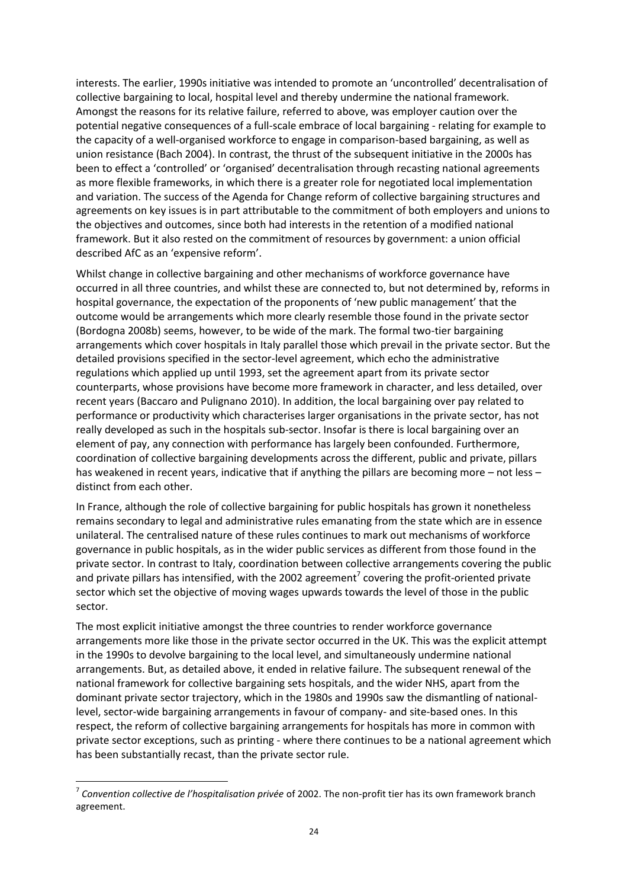interests. The earlier, 1990s initiative was intended to promote an 'uncontrolled' decentralisation of collective bargaining to local, hospital level and thereby undermine the national framework. Amongst the reasons for its relative failure, referred to above, was employer caution over the potential negative consequences of a full-scale embrace of local bargaining - relating for example to the capacity of a well-organised workforce to engage in comparison-based bargaining, as well as union resistance (Bach 2004). In contrast, the thrust of the subsequent initiative in the 2000s has been to effect a 'controlled' or 'organised' decentralisation through recasting national agreements as more flexible frameworks, in which there is a greater role for negotiated local implementation and variation. The success of the Agenda for Change reform of collective bargaining structures and agreements on key issues is in part attributable to the commitment of both employers and unions to the objectives and outcomes, since both had interests in the retention of a modified national framework. But it also rested on the commitment of resources by government: a union official described AfC as an 'expensive reform'.

Whilst change in collective bargaining and other mechanisms of workforce governance have occurred in all three countries, and whilst these are connected to, but not determined by, reforms in hospital governance, the expectation of the proponents of 'new public management' that the outcome would be arrangements which more clearly resemble those found in the private sector (Bordogna 2008b) seems, however, to be wide of the mark. The formal two-tier bargaining arrangements which cover hospitals in Italy parallel those which prevail in the private sector. But the detailed provisions specified in the sector-level agreement, which echo the administrative regulations which applied up until 1993, set the agreement apart from its private sector counterparts, whose provisions have become more framework in character, and less detailed, over recent years (Baccaro and Pulignano 2010). In addition, the local bargaining over pay related to performance or productivity which characterises larger organisations in the private sector, has not really developed as such in the hospitals sub-sector. Insofar is there is local bargaining over an element of pay, any connection with performance has largely been confounded. Furthermore, coordination of collective bargaining developments across the different, public and private, pillars has weakened in recent years, indicative that if anything the pillars are becoming more – not less – distinct from each other.

In France, although the role of collective bargaining for public hospitals has grown it nonetheless remains secondary to legal and administrative rules emanating from the state which are in essence unilateral. The centralised nature of these rules continues to mark out mechanisms of workforce governance in public hospitals, as in the wider public services as different from those found in the private sector. In contrast to Italy, coordination between collective arrangements covering the public and private pillars has intensified, with the 2002 agreement[7] covering the profit-oriented private sector which set the objective of moving wages upwards towards the level of those in the public sector.

The most explicit initiative amongst the three countries to render workforce governance arrangements more like those in the private sector occurred in the UK. This was the explicit attempt in the 1990s to devolve bargaining to the local level, and simultaneously undermine national arrangements. But, as detailed above, it ended in relative failure. The subsequent renewal of the national framework for collective bargaining sets hospitals, and the wider NHS, apart from the dominant private sector trajectory, which in the 1980s and 1990s saw the dismantling of national-level, sector-wide bargaining arrangements in favour of company- and site-based ones. In this respect, the reform of collective bargaining arrangements for hospitals has more in common with private sector exceptions, such as printing - where there continues to be a national agreement which has been substantially recast, than the private sector rule.

[7] *Convention collective de l'hospitalisation privée* of 2002. The non-profit tier has its own framework branch agreement.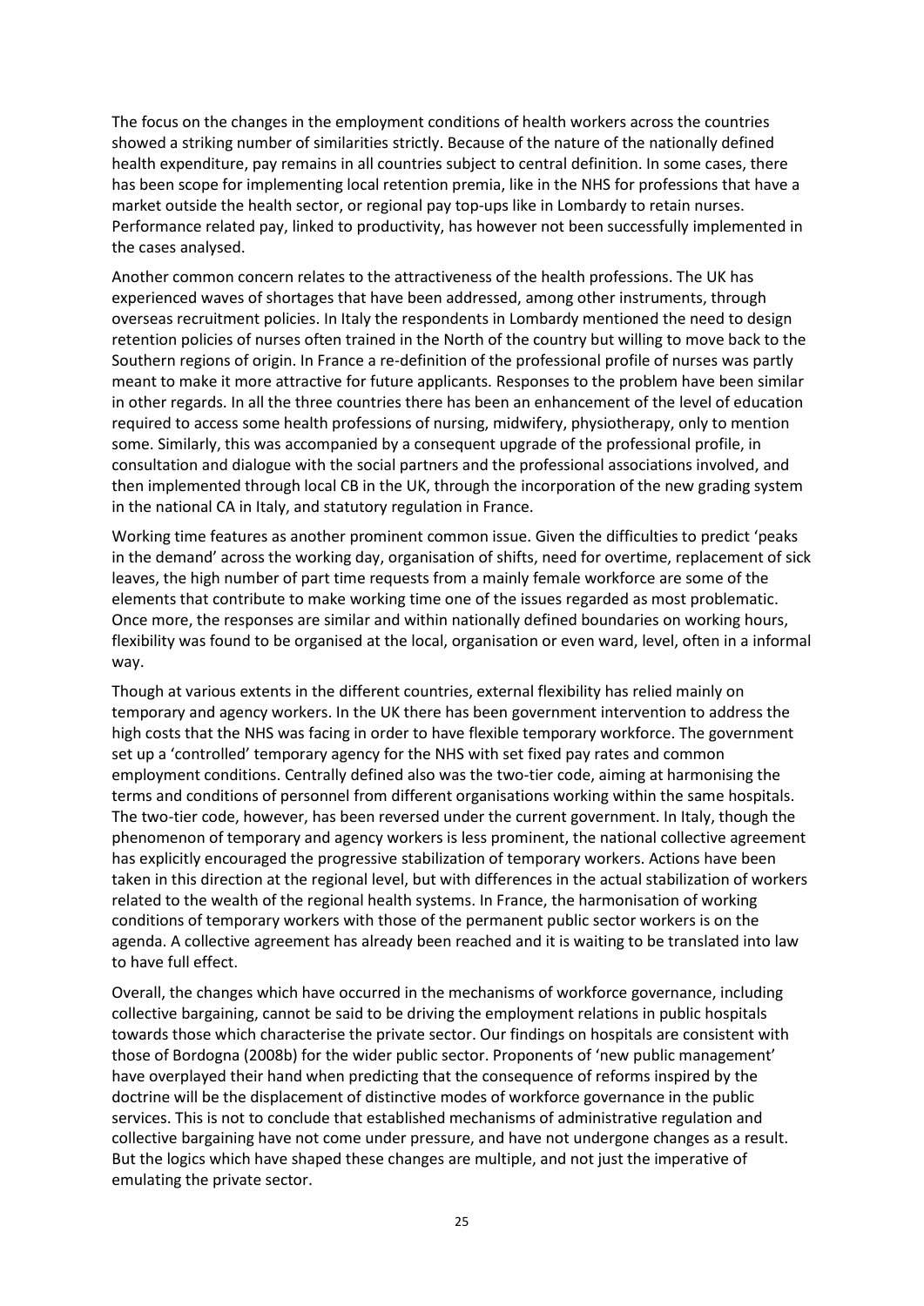The focus on the changes in the employment conditions of health workers across the countries showed a striking number of similarities strictly. Because of the nature of the nationally defined health expenditure, pay remains in all countries subject to central definition. In some cases, there has been scope for implementing local retention premia, like in the NHS for professions that have a market outside the health sector, or regional pay top-ups like in Lombardy to retain nurses. Performance related pay, linked to productivity, has however not been successfully implemented in the cases analysed.

Another common concern relates to the attractiveness of the health professions. The UK has experienced waves of shortages that have been addressed, among other instruments, through overseas recruitment policies. In Italy the respondents in Lombardy mentioned the need to design retention policies of nurses often trained in the North of the country but willing to move back to the Southern regions of origin. In France a re-definition of the professional profile of nurses was partly meant to make it more attractive for future applicants. Responses to the problem have been similar in other regards. In all the three countries there has been an enhancement of the level of education required to access some health professions of nursing, midwifery, physiotherapy, only to mention some. Similarly, this was accompanied by a consequent upgrade of the professional profile, in consultation and dialogue with the social partners and the professional associations involved, and then implemented through local CB in the UK, through the incorporation of the new grading system in the national CA in Italy, and statutory regulation in France.

Working time features as another prominent common issue. Given the difficulties to predict 'peaks in the demand' across the working day, organisation of shifts, need for overtime, replacement of sick leaves, the high number of part time requests from a mainly female workforce are some of the elements that contribute to make working time one of the issues regarded as most problematic. Once more, the responses are similar and within nationally defined boundaries on working hours, flexibility was found to be organised at the local, organisation or even ward, level, often in a informal way.

Though at various extents in the different countries, external flexibility has relied mainly on temporary and agency workers. In the UK there has been government intervention to address the high costs that the NHS was facing in order to have flexible temporary workforce. The government set up a 'controlled' temporary agency for the NHS with set fixed pay rates and common employment conditions. Centrally defined also was the two-tier code, aiming at harmonising the terms and conditions of personnel from different organisations working within the same hospitals. The two-tier code, however, has been reversed under the current government. In Italy, though the phenomenon of temporary and agency workers is less prominent, the national collective agreement has explicitly encouraged the progressive stabilization of temporary workers. Actions have been taken in this direction at the regional level, but with differences in the actual stabilization of workers related to the wealth of the regional health systems. In France, the harmonisation of working conditions of temporary workers with those of the permanent public sector workers is on the agenda. A collective agreement has already been reached and it is waiting to be translated into law to have full effect.

Overall, the changes which have occurred in the mechanisms of workforce governance, including collective bargaining, cannot be said to be driving the employment relations in public hospitals towards those which characterise the private sector. Our findings on hospitals are consistent with those of Bordogna (2008b) for the wider public sector. Proponents of 'new public management' have overplayed their hand when predicting that the consequence of reforms inspired by the doctrine will be the displacement of distinctive modes of workforce governance in the public services. This is not to conclude that established mechanisms of administrative regulation and collective bargaining have not come under pressure, and have not undergone changes as a result. But the logics which have shaped these changes are multiple, and not just the imperative of emulating the private sector.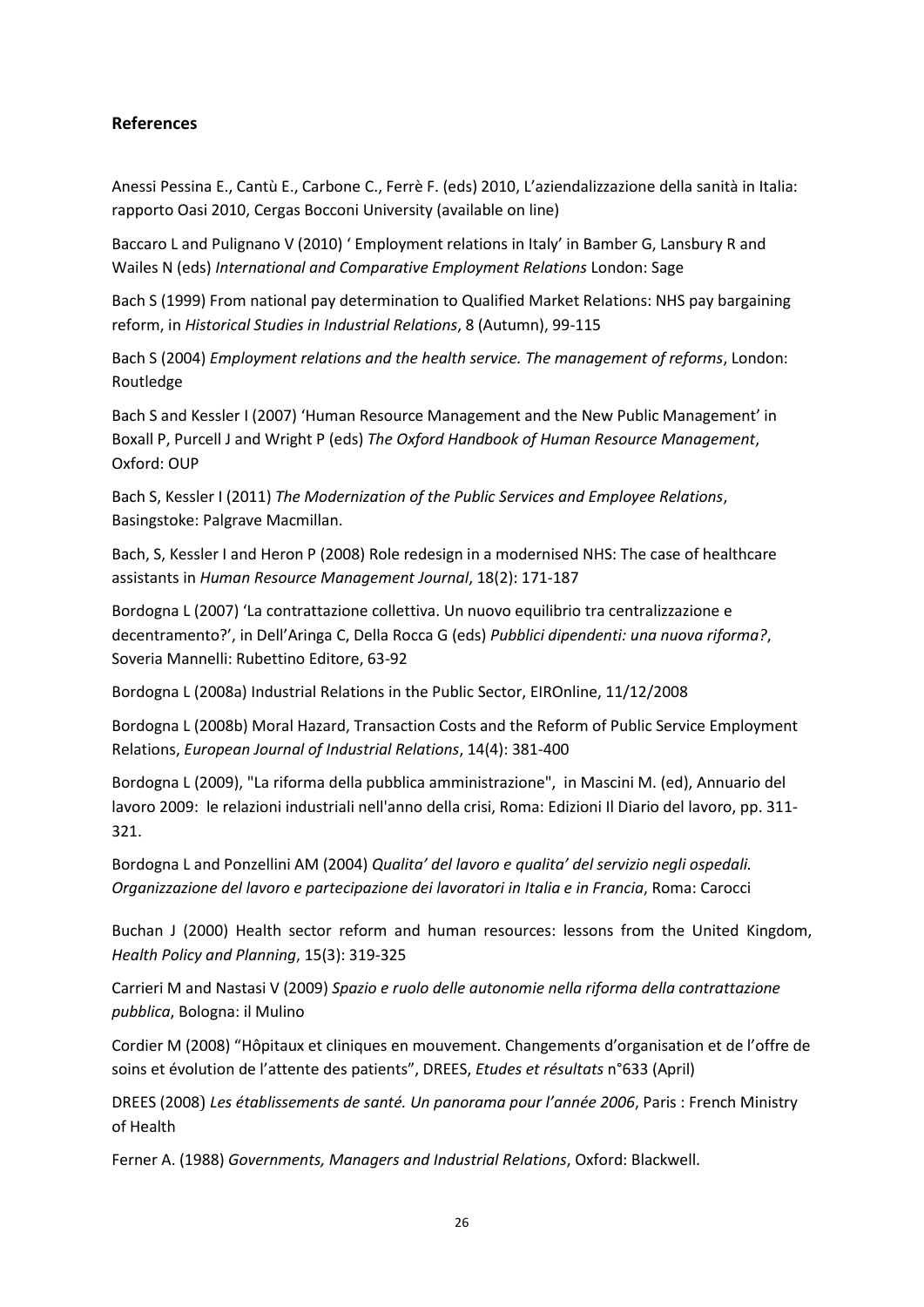## References

Anessi Pessina E., Cantù E., Carbone C., Ferrè F. (eds) 2010, L'aziendalizzazione della sanità in Italia: rapporto Oasi 2010, Cergas Bocconi University (available on line)

Baccaro L and Pulignano V (2010) ' Employment relations in Italy' in Bamber G, Lansbury R and Wailes N (eds) *International and Comparative Employment Relations* London: Sage

Bach S (1999) From national pay determination to Qualified Market Relations: NHS pay bargaining reform, in *Historical Studies in Industrial Relations*, 8 (Autumn), 99-115

Bach S (2004) *Employment relations and the health service. The management of reforms*, London: Routledge

Bach S and Kessler I (2007) 'Human Resource Management and the New Public Management' in Boxall P, Purcell J and Wright P (eds) *The Oxford Handbook of Human Resource Management*, Oxford: OUP

Bach S, Kessler I (2011) *The Modernization of the Public Services and Employee Relations*, Basingstoke: Palgrave Macmillan.

Bach, S, Kessler I and Heron P (2008) Role redesign in a modernised NHS: The case of healthcare assistants in *Human Resource Management Journal*, 18(2): 171-187

Bordogna L (2007) 'La contrattazione collettiva. Un nuovo equilibrio tra centralizzazione e decentramento?', in Dell'Aringa C, Della Rocca G (eds) *Pubblici dipendenti: una nuova riforma?*, Soveria Mannelli: Rubettino Editore, 63-92

Bordogna L (2008a) Industrial Relations in the Public Sector, EIROnline, 11/12/2008

Bordogna L (2008b) Moral Hazard, Transaction Costs and the Reform of Public Service Employment Relations, *European Journal of Industrial Relations*, 14(4): 381-400

Bordogna L (2009), "La riforma della pubblica amministrazione", in Mascini M. (ed), Annuario del lavoro 2009: le relazioni industriali nell'anno della crisi, Roma: Edizioni Il Diario del lavoro, pp. 311-321.

Bordogna L and Ponzellini AM (2004) *Qualita' del lavoro e qualita' del servizio negli ospedali. Organizzazione del lavoro e partecipazione dei lavoratori in Italia e in Francia*, Roma: Carocci

Buchan J (2000) Health sector reform and human resources: lessons from the United Kingdom, *Health Policy and Planning*, 15(3): 319-325

Carrieri M and Nastasi V (2009) *Spazio e ruolo delle autonomie nella riforma della contrattazione pubblica*, Bologna: il Mulino

Cordier M (2008) "Hôpitaux et cliniques en mouvement. Changements d'organisation et de l'offre de soins et évolution de l'attente des patients", DREES, *Etudes et résultats* n°633 (April)

DREES (2008) *Les établissements de santé. Un panorama pour l'année 2006*, Paris : French Ministry of Health

Ferner A. (1988) *Governments, Managers and Industrial Relations*, Oxford: Blackwell.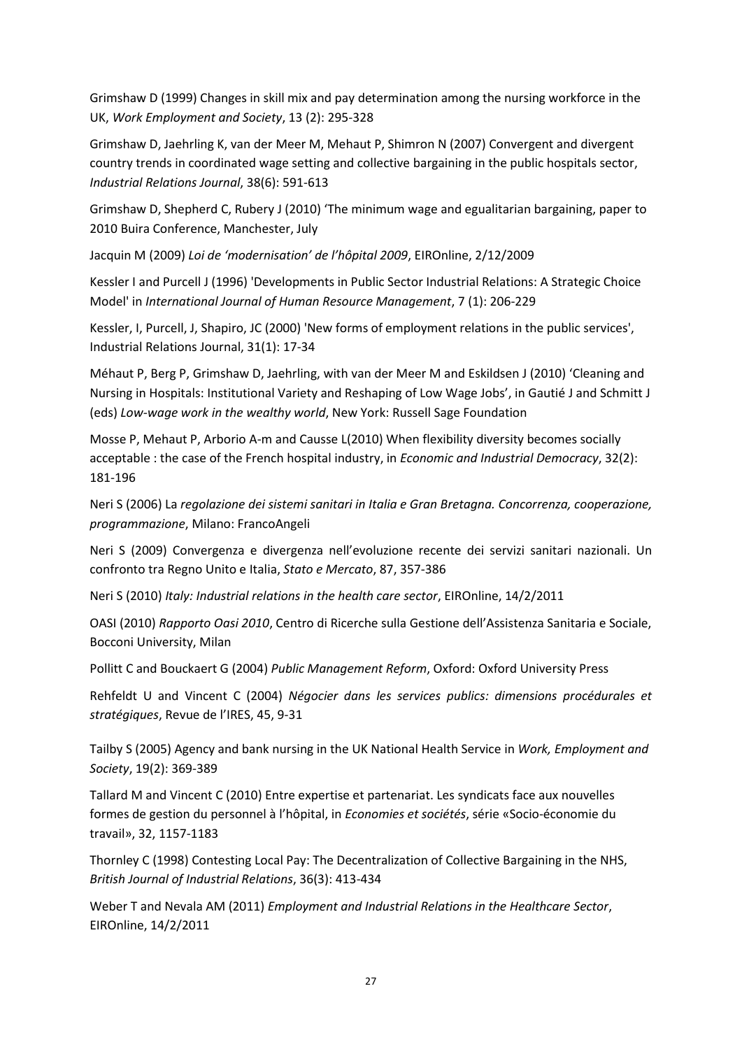Grimshaw D (1999) Changes in skill mix and pay determination among the nursing workforce in the UK, *Work Employment and Society*, 13 (2): 295-328

Grimshaw D, Jaehrling K, van der Meer M, Mehaut P, Shimron N (2007) Convergent and divergent country trends in coordinated wage setting and collective bargaining in the public hospitals sector, *Industrial Relations Journal*, 38(6): 591-613

Grimshaw D, Shepherd C, Rubery J (2010) 'The minimum wage and egualitarian bargaining, paper to 2010 Buira Conference, Manchester, July

Jacquin M (2009) *Loi de 'modernisation' de l'hôpital 2009*, EIROnline, 2/12/2009

Kessler I and Purcell J (1996) 'Developments in Public Sector Industrial Relations: A Strategic Choice Model' in *International Journal of Human Resource Management*, 7 (1): 206-229

Kessler, I, Purcell, J, Shapiro, JC (2000) 'New forms of employment relations in the public services', Industrial Relations Journal, 31(1): 17-34

Méhaut P, Berg P, Grimshaw D, Jaehrling, with van der Meer M and Eskildsen J (2010) 'Cleaning and Nursing in Hospitals: Institutional Variety and Reshaping of Low Wage Jobs', in Gautié J and Schmitt J (eds) *Low-wage work in the wealthy world*, New York: Russell Sage Foundation

Mosse P, Mehaut P, Arborio A-m and Causse L(2010) When flexibility diversity becomes socially acceptable : the case of the French hospital industry, in *Economic and Industrial Democracy*, 32(2): 181-196

Neri S (2006) La *regolazione dei sistemi sanitari in Italia e Gran Bretagna. Concorrenza, cooperazione, programmazione*, Milano: FrancoAngeli

Neri S (2009) Convergenza e divergenza nell'evoluzione recente dei servizi sanitari nazionali. Un confronto tra Regno Unito e Italia, *Stato e Mercato*, 87, 357-386

Neri S (2010) *Italy: Industrial relations in the health care sector*, EIROnline, 14/2/2011

OASI (2010) *Rapporto Oasi 2010*, Centro di Ricerche sulla Gestione dell'Assistenza Sanitaria e Sociale, Bocconi University, Milan

Pollitt C and Bouckaert G (2004) *Public Management Reform*, Oxford: Oxford University Press

Rehfeldt U and Vincent C (2004) *Négocier dans les services publics: dimensions procédurales et stratégiques*, Revue de l'IRES, 45, 9-31

Tailby S (2005) Agency and bank nursing in the UK National Health Service in *Work, Employment and Society*, 19(2): 369-389

Tallard M and Vincent C (2010) Entre expertise et partenariat. Les syndicats face aux nouvelles formes de gestion du personnel à l'hôpital, in *Economies et sociétés*, série «Socio-économie du travail», 32, 1157-1183

Thornley C (1998) Contesting Local Pay: The Decentralization of Collective Bargaining in the NHS, *British Journal of Industrial Relations*, 36(3): 413-434

Weber T and Nevala AM (2011) *Employment and Industrial Relations in the Healthcare Sector*, EIROnline, 14/2/2011